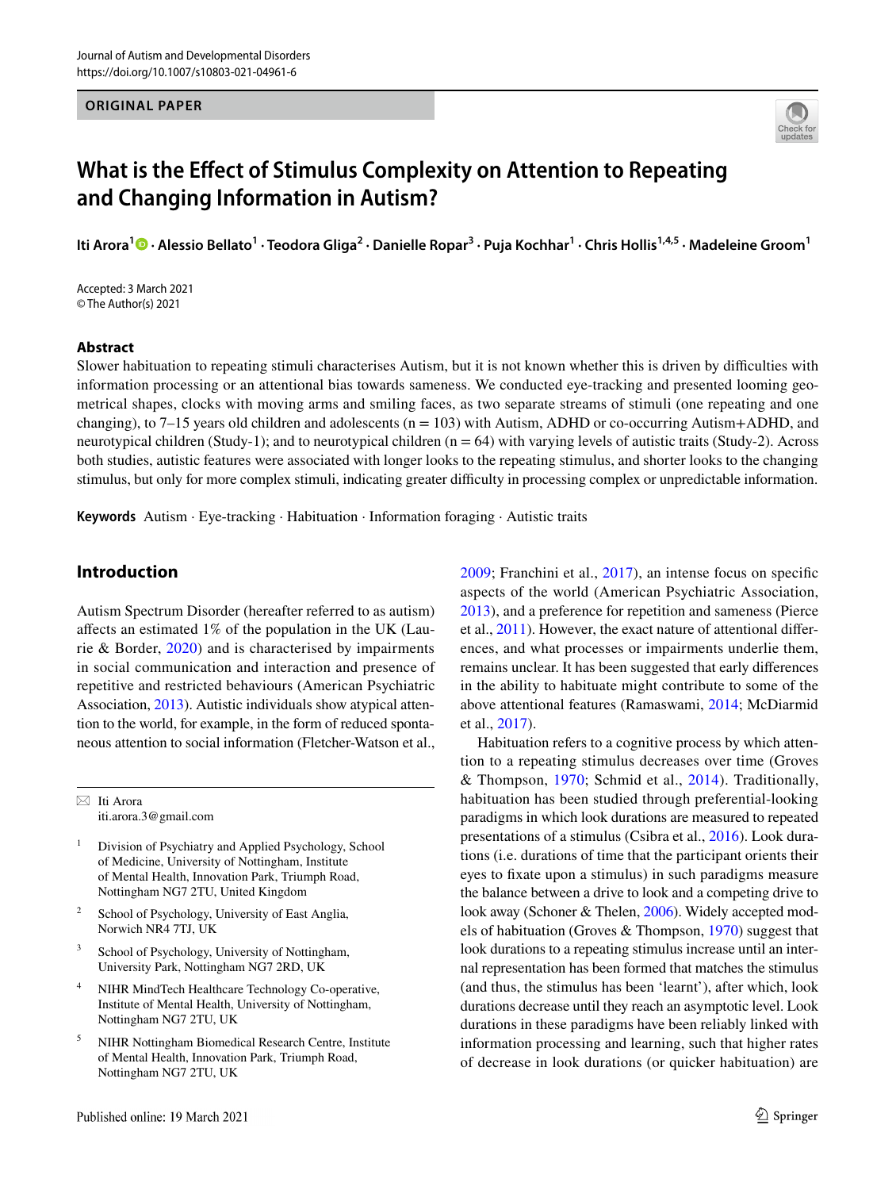ORIGINAL PAPER

# What is the Effect of Stimulus Complexity on Attention to Repeating and Changing Information in Autism?

Iti Arora[1] · Alessio Bellato[1] · Teodora Gliga[2] · Danielle Ropar[3] · Puja Kochhar[1] · Chris Hollis[1,4,5] · Madeleine Groom[1]

Accepted: 3 March 2021
© The Author(s) 2021

## Abstract

Slower habituation to repeating stimuli characterises Autism, but it is not known whether this is driven by difficulties with information processing or an attentional bias towards sameness. We conducted eye-tracking and presented looming geometrical shapes, clocks with moving arms and smiling faces, as two separate streams of stimuli (one repeating and one changing), to 7–15 years old children and adolescents (n = 103) with Autism, ADHD or co-occurring Autism+ADHD, and neurotypical children (Study-1); and to neurotypical children (n = 64) with varying levels of autistic traits (Study-2). Across both studies, autistic features were associated with longer looks to the repeating stimulus, and shorter looks to the changing stimulus, but only for more complex stimuli, indicating greater difficulty in processing complex or unpredictable information.

**Keywords** Autism · Eye-tracking · Habituation · Information foraging · Autistic traits

## Introduction

Autism Spectrum Disorder (hereafter referred to as autism) affects an estimated 1% of the population in the UK (Laurie & Border, 2020) and is characterised by impairments in social communication and interaction and presence of repetitive and restricted behaviours (American Psychiatric Association, 2013). Autistic individuals show atypical attention to the world, for example, in the form of reduced spontaneous attention to social information (Fletcher-Watson et al., 2009; Franchini et al., 2017), an intense focus on specific aspects of the world (American Psychiatric Association, 2013), and a preference for repetition and sameness (Pierce et al., 2011). However, the exact nature of attentional differences, and what processes or impairments underlie them, remains unclear. It has been suggested that early differences in the ability to habituate might contribute to some of the above attentional features (Ramaswami, 2014; McDiarmid et al., 2017).

Habituation refers to a cognitive process by which attention to a repeating stimulus decreases over time (Groves & Thompson, 1970; Schmid et al., 2014). Traditionally, habituation has been studied through preferential-looking paradigms in which look durations are measured to repeated presentations of a stimulus (Csibra et al., 2016). Look durations (i.e. durations of time that the participant orients their eyes to fixate upon a stimulus) in such paradigms measure the balance between a drive to look and a competing drive to look away (Schoner & Thelen, 2006). Widely accepted models of habituation (Groves & Thompson, 1970) suggest that look durations to a repeating stimulus increase until an internal representation has been formed that matches the stimulus (and thus, the stimulus has been 'learnt'), after which, look durations decrease until they reach an asymptotic level. Look durations in these paradigms have been reliably linked with information processing and learning, such that higher rates of decrease in look durations (or quicker habituation) are

---

✉ Iti Arora
iti.arora.3@gmail.com

[1] Division of Psychiatry and Applied Psychology, School of Medicine, University of Nottingham, Institute of Mental Health, Innovation Park, Triumph Road, Nottingham NG7 2TU, United Kingdom

[2] School of Psychology, University of East Anglia, Norwich NR4 7TJ, UK

[3] School of Psychology, University of Nottingham, University Park, Nottingham NG7 2RD, UK

[4] NIHR MindTech Healthcare Technology Co-operative, Institute of Mental Health, University of Nottingham, Nottingham NG7 2TU, UK

[5] NIHR Nottingham Biomedical Research Centre, Institute of Mental Health, Innovation Park, Triumph Road, Nottingham NG7 2TU, UK

Published online: 19 March 2021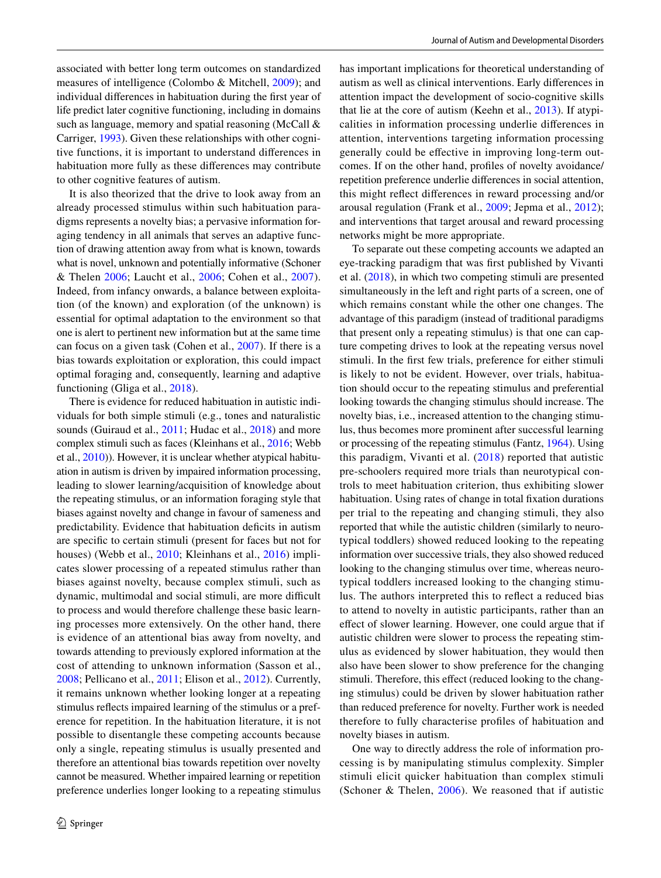associated with better long term outcomes on standardized measures of intelligence (Colombo & Mitchell, 2009); and individual differences in habituation during the first year of life predict later cognitive functioning, including in domains such as language, memory and spatial reasoning (McCall & Carriger, 1993). Given these relationships with other cognitive functions, it is important to understand differences in habituation more fully as these differences may contribute to other cognitive features of autism.

It is also theorized that the drive to look away from an already processed stimulus within such habituation paradigms represents a novelty bias; a pervasive information foraging tendency in all animals that serves an adaptive function of drawing attention away from what is known, towards what is novel, unknown and potentially informative (Schoner & Thelen 2006; Laucht et al., 2006; Cohen et al., 2007). Indeed, from infancy onwards, a balance between exploitation (of the known) and exploration (of the unknown) is essential for optimal adaptation to the environment so that one is alert to pertinent new information but at the same time can focus on a given task (Cohen et al., 2007). If there is a bias towards exploitation or exploration, this could impact optimal foraging and, consequently, learning and adaptive functioning (Gliga et al., 2018).

There is evidence for reduced habituation in autistic individuals for both simple stimuli (e.g., tones and naturalistic sounds (Guiraud et al., 2011; Hudac et al., 2018) and more complex stimuli such as faces (Kleinhans et al., 2016; Webb et al., 2010)). However, it is unclear whether atypical habituation in autism is driven by impaired information processing, leading to slower learning/acquisition of knowledge about the repeating stimulus, or an information foraging style that biases against novelty and change in favour of sameness and predictability. Evidence that habituation deficits in autism are specific to certain stimuli (present for faces but not for houses) (Webb et al., 2010; Kleinhans et al., 2016) implicates slower processing of a repeated stimulus rather than biases against novelty, because complex stimuli, such as dynamic, multimodal and social stimuli, are more difficult to process and would therefore challenge these basic learning processes more extensively. On the other hand, there is evidence of an attentional bias away from novelty, and towards attending to previously explored information at the cost of attending to unknown information (Sasson et al., 2008; Pellicano et al., 2011; Elison et al., 2012). Currently, it remains unknown whether looking longer at a repeating stimulus reflects impaired learning of the stimulus or a preference for repetition. In the habituation literature, it is not possible to disentangle these competing accounts because only a single, repeating stimulus is usually presented and therefore an attentional bias towards repetition over novelty cannot be measured. Whether impaired learning or repetition preference underlies longer looking to a repeating stimulus has important implications for theoretical understanding of autism as well as clinical interventions. Early differences in attention impact the development of socio-cognitive skills that lie at the core of autism (Keehn et al., 2013). If atypicalities in information processing underlie differences in attention, interventions targeting information processing generally could be effective in improving long-term outcomes. If on the other hand, profiles of novelty avoidance/repetition preference underlie differences in social attention, this might reflect differences in reward processing and/or arousal regulation (Frank et al., 2009; Jepma et al., 2012); and interventions that target arousal and reward processing networks might be more appropriate.

To separate out these competing accounts we adapted an eye-tracking paradigm that was first published by Vivanti et al. (2018), in which two competing stimuli are presented simultaneously in the left and right parts of a screen, one of which remains constant while the other one changes. The advantage of this paradigm (instead of traditional paradigms that present only a repeating stimulus) is that one can capture competing drives to look at the repeating versus novel stimuli. In the first few trials, preference for either stimuli is likely to not be evident. However, over trials, habituation should occur to the repeating stimulus and preferential looking towards the changing stimulus should increase. The novelty bias, i.e., increased attention to the changing stimulus, thus becomes more prominent after successful learning or processing of the repeating stimulus (Fantz, 1964). Using this paradigm, Vivanti et al. (2018) reported that autistic pre-schoolers required more trials than neurotypical controls to meet habituation criterion, thus exhibiting slower habituation. Using rates of change in total fixation durations per trial to the repeating and changing stimuli, they also reported that while the autistic children (similarly to neurotypical toddlers) showed reduced looking to the repeating information over successive trials, they also showed reduced looking to the changing stimulus over time, whereas neurotypical toddlers increased looking to the changing stimulus. The authors interpreted this to reflect a reduced bias to attend to novelty in autistic participants, rather than an effect of slower learning. However, one could argue that if autistic children were slower to process the repeating stimulus as evidenced by slower habituation, they would then also have been slower to show preference for the changing stimuli. Therefore, this effect (reduced looking to the changing stimulus) could be driven by slower habituation rather than reduced preference for novelty. Further work is needed therefore to fully characterise profiles of habituation and novelty biases in autism.

One way to directly address the role of information processing is by manipulating stimulus complexity. Simpler stimuli elicit quicker habituation than complex stimuli (Schoner & Thelen, 2006). We reasoned that if autistic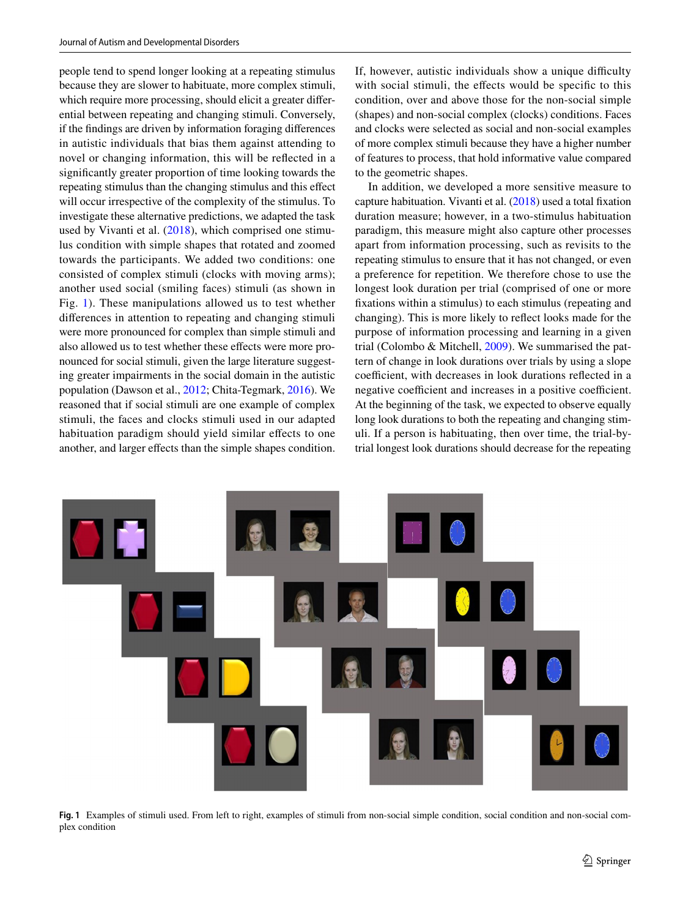people tend to spend longer looking at a repeating stimulus because they are slower to habituate, more complex stimuli, which require more processing, should elicit a greater differential between repeating and changing stimuli. Conversely, if the findings are driven by information foraging differences in autistic individuals that bias them against attending to novel or changing information, this will be reflected in a significantly greater proportion of time looking towards the repeating stimulus than the changing stimulus and this effect will occur irrespective of the complexity of the stimulus. To investigate these alternative predictions, we adapted the task used by Vivanti et al. (2018), which comprised one stimulus condition with simple shapes that rotated and zoomed towards the participants. We added two conditions: one consisted of complex stimuli (clocks with moving arms); another used social (smiling faces) stimuli (as shown in Fig. 1). These manipulations allowed us to test whether differences in attention to repeating and changing stimuli were more pronounced for complex than simple stimuli and also allowed us to test whether these effects were more pronounced for social stimuli, given the large literature suggesting greater impairments in the social domain in the autistic population (Dawson et al., 2012; Chita-Tegmark, 2016). We reasoned that if social stimuli are one example of complex stimuli, the faces and clocks stimuli used in our adapted habituation paradigm should yield similar effects to one another, and larger effects than the simple shapes condition. If, however, autistic individuals show a unique difficulty with social stimuli, the effects would be specific to this condition, over and above those for the non-social simple (shapes) and non-social complex (clocks) conditions. Faces and clocks were selected as social and non-social examples of more complex stimuli because they have a higher number of features to process, that hold informative value compared to the geometric shapes.

In addition, we developed a more sensitive measure to capture habituation. Vivanti et al. (2018) used a total fixation duration measure; however, in a two-stimulus habituation paradigm, this measure might also capture other processes apart from information processing, such as revisits to the repeating stimulus to ensure that it has not changed, or even a preference for repetition. We therefore chose to use the longest look duration per trial (comprised of one or more fixations within a stimulus) to each stimulus (repeating and changing). This is more likely to reflect looks made for the purpose of information processing and learning in a given trial (Colombo & Mitchell, 2009). We summarised the pattern of change in look durations over trials by using a slope coefficient, with decreases in look durations reflected in a negative coefficient and increases in a positive coefficient. At the beginning of the task, we expected to observe equally long look durations to both the repeating and changing stimuli. If a person is habituating, then over time, the trial-by-trial longest look durations should decrease for the repeating

**Fig. 1** Examples of stimuli used. From left to right, examples of stimuli from non-social simple condition, social condition and non-social complex condition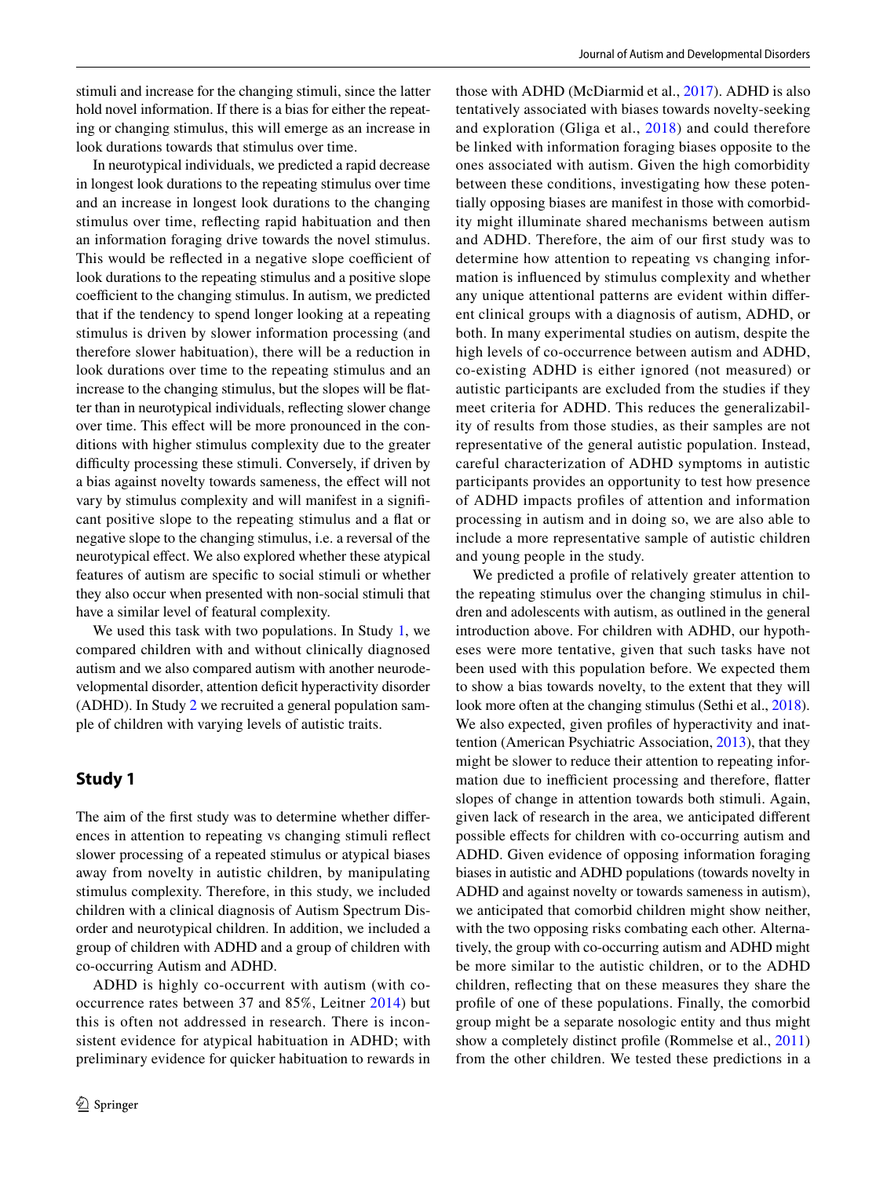stimuli and increase for the changing stimuli, since the latter hold novel information. If there is a bias for either the repeating or changing stimulus, this will emerge as an increase in look durations towards that stimulus over time.

In neurotypical individuals, we predicted a rapid decrease in longest look durations to the repeating stimulus over time and an increase in longest look durations to the changing stimulus over time, reflecting rapid habituation and then an information foraging drive towards the novel stimulus. This would be reflected in a negative slope coefficient of look durations to the repeating stimulus and a positive slope coefficient to the changing stimulus. In autism, we predicted that if the tendency to spend longer looking at a repeating stimulus is driven by slower information processing (and therefore slower habituation), there will be a reduction in look durations over time to the repeating stimulus and an increase to the changing stimulus, but the slopes will be flatter than in neurotypical individuals, reflecting slower change over time. This effect will be more pronounced in the conditions with higher stimulus complexity due to the greater difficulty processing these stimuli. Conversely, if driven by a bias against novelty towards sameness, the effect will not vary by stimulus complexity and will manifest in a significant positive slope to the repeating stimulus and a flat or negative slope to the changing stimulus, i.e. a reversal of the neurotypical effect. We also explored whether these atypical features of autism are specific to social stimuli or whether they also occur when presented with non-social stimuli that have a similar level of featural complexity.

We used this task with two populations. In Study 1, we compared children with and without clinically diagnosed autism and we also compared autism with another neurodevelopmental disorder, attention deficit hyperactivity disorder (ADHD). In Study 2 we recruited a general population sample of children with varying levels of autistic traits.

## Study 1

The aim of the first study was to determine whether differences in attention to repeating vs changing stimuli reflect slower processing of a repeated stimulus or atypical biases away from novelty in autistic children, by manipulating stimulus complexity. Therefore, in this study, we included children with a clinical diagnosis of Autism Spectrum Disorder and neurotypical children. In addition, we included a group of children with ADHD and a group of children with co-occurring Autism and ADHD.

ADHD is highly co-occurrent with autism (with co-occurrence rates between 37 and 85%, Leitner 2014) but this is often not addressed in research. There is inconsistent evidence for atypical habituation in ADHD; with preliminary evidence for quicker habituation to rewards in those with ADHD (McDiarmid et al., 2017). ADHD is also tentatively associated with biases towards novelty-seeking and exploration (Gliga et al., 2018) and could therefore be linked with information foraging biases opposite to the ones associated with autism. Given the high comorbidity between these conditions, investigating how these potentially opposing biases are manifest in those with comorbidity might illuminate shared mechanisms between autism and ADHD. Therefore, the aim of our first study was to determine how attention to repeating vs changing information is influenced by stimulus complexity and whether any unique attentional patterns are evident within different clinical groups with a diagnosis of autism, ADHD, or both. In many experimental studies on autism, despite the high levels of co-occurrence between autism and ADHD, co-existing ADHD is either ignored (not measured) or autistic participants are excluded from the studies if they meet criteria for ADHD. This reduces the generalizability of results from those studies, as their samples are not representative of the general autistic population. Instead, careful characterization of ADHD symptoms in autistic participants provides an opportunity to test how presence of ADHD impacts profiles of attention and information processing in autism and in doing so, we are also able to include a more representative sample of autistic children and young people in the study.

We predicted a profile of relatively greater attention to the repeating stimulus over the changing stimulus in children and adolescents with autism, as outlined in the general introduction above. For children with ADHD, our hypotheses were more tentative, given that such tasks have not been used with this population before. We expected them to show a bias towards novelty, to the extent that they will look more often at the changing stimulus (Sethi et al., 2018). We also expected, given profiles of hyperactivity and inattention (American Psychiatric Association, 2013), that they might be slower to reduce their attention to repeating information due to inefficient processing and therefore, flatter slopes of change in attention towards both stimuli. Again, given lack of research in the area, we anticipated different possible effects for children with co-occurring autism and ADHD. Given evidence of opposing information foraging biases in autistic and ADHD populations (towards novelty in ADHD and against novelty or towards sameness in autism), we anticipated that comorbid children might show neither, with the two opposing risks combating each other. Alternatively, the group with co-occurring autism and ADHD might be more similar to the autistic children, or to the ADHD children, reflecting that on these measures they share the profile of one of these populations. Finally, the comorbid group might be a separate nosologic entity and thus might show a completely distinct profile (Rommelse et al., 2011) from the other children. We tested these predictions in a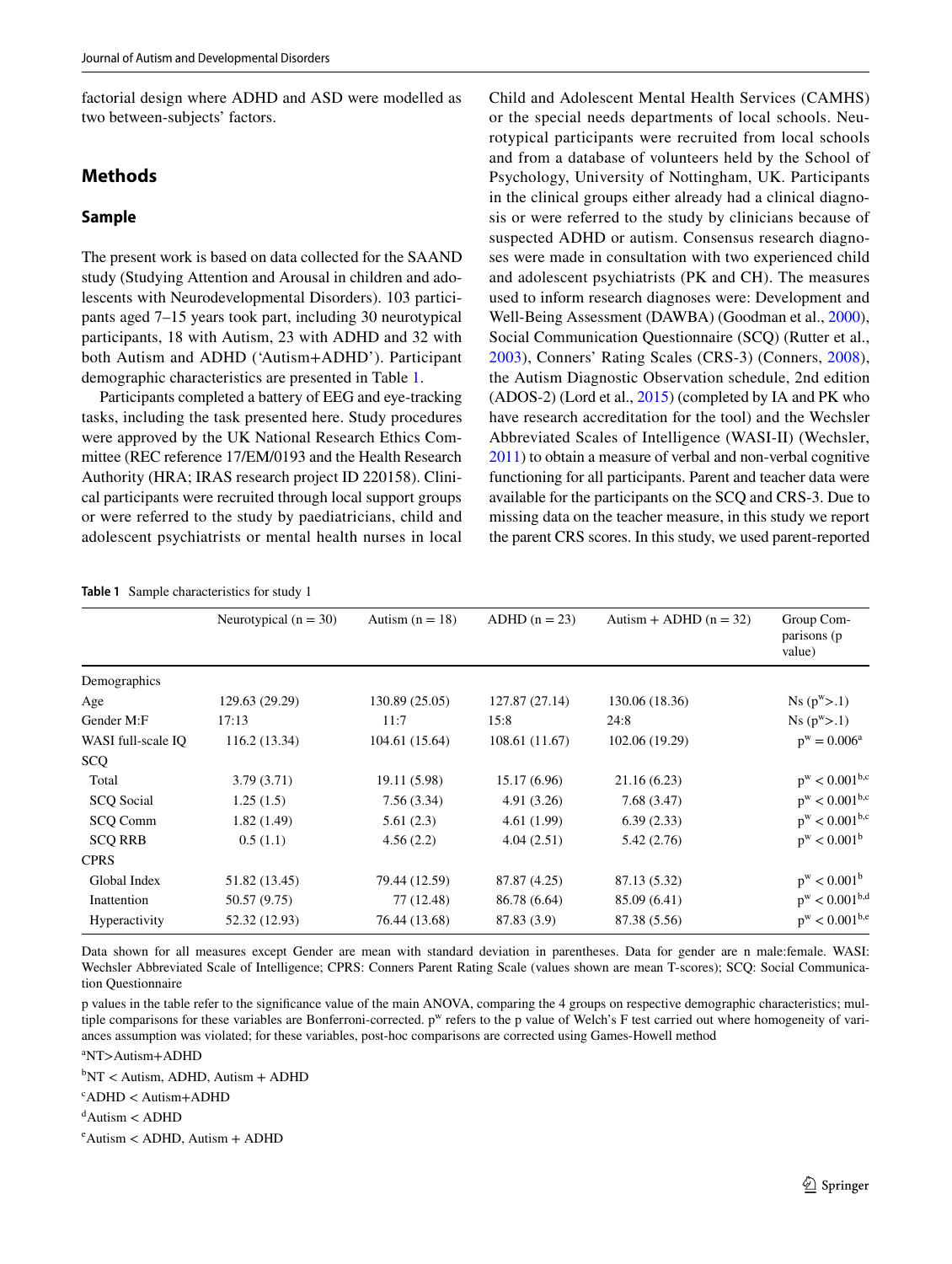factorial design where ADHD and ASD were modelled as two between-subjects' factors.

## Methods

### Sample

The present work is based on data collected for the SAAND study (Studying Attention and Arousal in children and adolescents with Neurodevelopmental Disorders). 103 participants aged 7–15 years took part, including 30 neurotypical participants, 18 with Autism, 23 with ADHD and 32 with both Autism and ADHD ('Autism+ADHD'). Participant demographic characteristics are presented in Table 1.

Participants completed a battery of EEG and eye-tracking tasks, including the task presented here. Study procedures were approved by the UK National Research Ethics Committee (REC reference 17/EM/0193 and the Health Research Authority (HRA; IRAS research project ID 220158). Clinical participants were recruited through local support groups or were referred to the study by paediatricians, child and adolescent psychiatrists or mental health nurses in local Child and Adolescent Mental Health Services (CAMHS) or the special needs departments of local schools. Neurotypical participants were recruited from local schools and from a database of volunteers held by the School of Psychology, University of Nottingham, UK. Participants in the clinical groups either already had a clinical diagnosis or were referred to the study by clinicians because of suspected ADHD or autism. Consensus research diagnoses were made in consultation with two experienced child and adolescent psychiatrists (PK and CH). The measures used to inform research diagnoses were: Development and Well-Being Assessment (DAWBA) (Goodman et al., 2000), Social Communication Questionnaire (SCQ) (Rutter et al., 2003), Conners' Rating Scales (CRS-3) (Conners, 2008), the Autism Diagnostic Observation schedule, 2nd edition (ADOS-2) (Lord et al., 2015) (completed by IA and PK who have research accreditation for the tool) and the Wechsler Abbreviated Scales of Intelligence (WASI-II) (Wechsler, 2011) to obtain a measure of verbal and non-verbal cognitive functioning for all participants. Parent and teacher data were available for the participants on the SCQ and CRS-3. Due to missing data on the teacher measure, in this study we report the parent CRS scores. In this study, we used parent-reported

**Table 1** Sample characteristics for study 1

| | Neurotypical (n = 30) | Autism (n = 18) | ADHD (n = 23) | Autism + ADHD (n = 32) | Group Comparisons (p value) |
|---|---|---|---|---|---|
| Demographics | | | | | |
| Age | 129.63 (29.29) | 130.89 (25.05) | 127.87 (27.14) | 130.06 (18.36) | Ns ($p^w$>.1) |
| Gender M:F | 17:13 | 11:7 | 15:8 | 24:8 | Ns ($p^w$>.1) |
| WASI full-scale IQ | 116.2 (13.34) | 104.61 (15.64) | 108.61 (11.67) | 102.06 (19.29) | $p^w = 0.006$[a] |
| SCQ | | | | | |
| Total | 3.79 (3.71) | 19.11 (5.98) | 15.17 (6.96) | 21.16 (6.23) | $p^w < 0.001$[b,c] |
| SCQ Social | 1.25 (1.5) | 7.56 (3.34) | 4.91 (3.26) | 7.68 (3.47) | $p^w < 0.001$[b,c] |
| SCQ Comm | 1.82 (1.49) | 5.61 (2.3) | 4.61 (1.99) | 6.39 (2.33) | $p^w < 0.001$[b,c] |
| SCQ RRB | 0.5 (1.1) | 4.56 (2.2) | 4.04 (2.51) | 5.42 (2.76) | $p^w < 0.001$[b] |
| CPRS | | | | | |
| Global Index | 51.82 (13.45) | 79.44 (12.59) | 87.87 (4.25) | 87.13 (5.32) | $p^w < 0.001$[b] |
| Inattention | 50.57 (9.75) | 77 (12.48) | 86.78 (6.64) | 85.09 (6.41) | $p^w < 0.001$[b,d] |
| Hyperactivity | 52.32 (12.93) | 76.44 (13.68) | 87.83 (3.9) | 87.38 (5.56) | $p^w < 0.001$[b,e] |

Data shown for all measures except Gender are mean with standard deviation in parentheses. Data for gender are n male:female. WASI: Wechsler Abbreviated Scale of Intelligence; CPRS: Conners Parent Rating Scale (values shown are mean T-scores); SCQ: Social Communication Questionnaire

p values in the table refer to the significance value of the main ANOVA, comparing the 4 groups on respective demographic characteristics; multiple comparisons for these variables are Bonferroni-corrected. $p^w$ refers to the p value of Welch's F test carried out where homogeneity of variances assumption was violated; for these variables, post-hoc comparisons are corrected using Games-Howell method

[a]NT>Autism+ADHD

[b]NT < Autism, ADHD, Autism + ADHD

[c]ADHD < Autism+ADHD

[d]Autism < ADHD

[e]Autism < ADHD, Autism + ADHD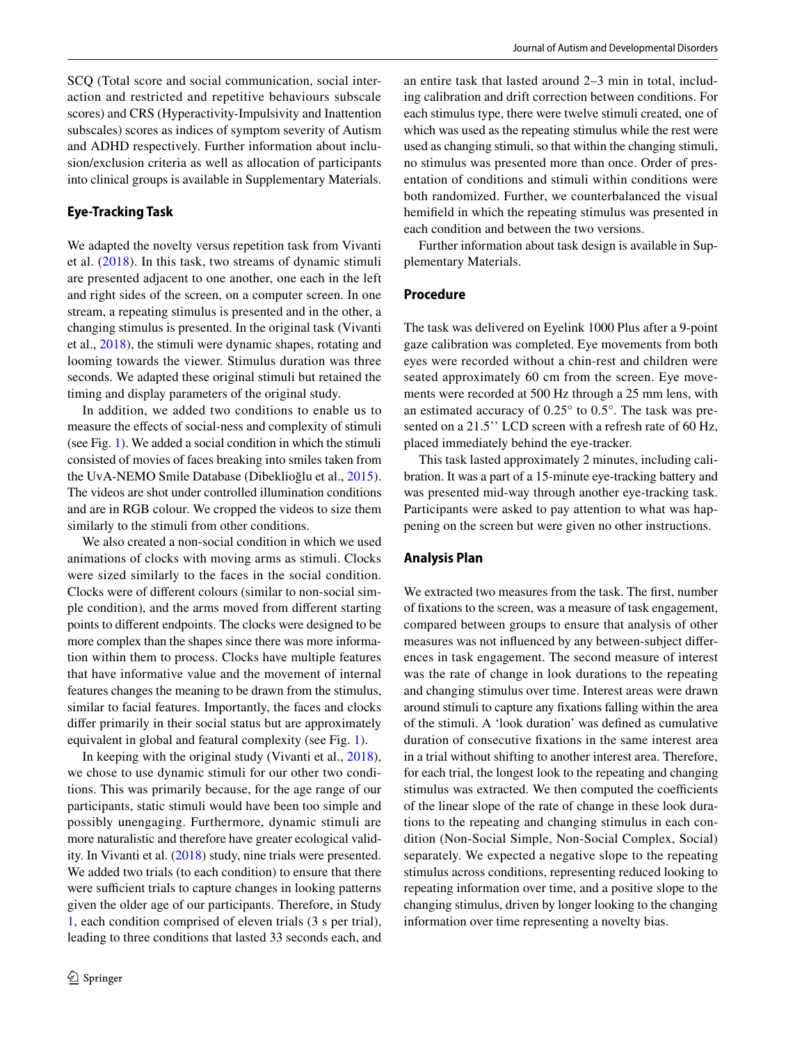SCQ (Total score and social communication, social interaction and restricted and repetitive behaviours subscale scores) and CRS (Hyperactivity-Impulsivity and Inattention subscales) scores as indices of symptom severity of Autism and ADHD respectively. Further information about inclusion/exclusion criteria as well as allocation of participants into clinical groups is available in Supplementary Materials.

### Eye-Tracking Task

We adapted the novelty versus repetition task from Vivanti et al. (2018). In this task, two streams of dynamic stimuli are presented adjacent to one another, one each in the left and right sides of the screen, on a computer screen. In one stream, a repeating stimulus is presented and in the other, a changing stimulus is presented. In the original task (Vivanti et al., 2018), the stimuli were dynamic shapes, rotating and looming towards the viewer. Stimulus duration was three seconds. We adapted these original stimuli but retained the timing and display parameters of the original study.

In addition, we added two conditions to enable us to measure the effects of social-ness and complexity of stimuli (see Fig. 1). We added a social condition in which the stimuli consisted of movies of faces breaking into smiles taken from the UvA-NEMO Smile Database (Dibeklioğlu et al., 2015). The videos are shot under controlled illumination conditions and are in RGB colour. We cropped the videos to size them similarly to the stimuli from other conditions.

We also created a non-social condition in which we used animations of clocks with moving arms as stimuli. Clocks were sized similarly to the faces in the social condition. Clocks were of different colours (similar to non-social simple condition), and the arms moved from different starting points to different endpoints. The clocks were designed to be more complex than the shapes since there was more information within them to process. Clocks have multiple features that have informative value and the movement of internal features changes the meaning to be drawn from the stimulus, similar to facial features. Importantly, the faces and clocks differ primarily in their social status but are approximately equivalent in global and featural complexity (see Fig. 1).

In keeping with the original study (Vivanti et al., 2018), we chose to use dynamic stimuli for our other two conditions. This was primarily because, for the age range of our participants, static stimuli would have been too simple and possibly unengaging. Furthermore, dynamic stimuli are more naturalistic and therefore have greater ecological validity. In Vivanti et al. (2018) study, nine trials were presented. We added two trials (to each condition) to ensure that there were sufficient trials to capture changes in looking patterns given the older age of our participants. Therefore, in Study 1, each condition comprised of eleven trials (3 s per trial), leading to three conditions that lasted 33 seconds each, and an entire task that lasted around 2–3 min in total, including calibration and drift correction between conditions. For each stimulus type, there were twelve stimuli created, one of which was used as the repeating stimulus while the rest were used as changing stimuli, so that within the changing stimuli, no stimulus was presented more than once. Order of presentation of conditions and stimuli within conditions were both randomized. Further, we counterbalanced the visual hemifield in which the repeating stimulus was presented in each condition and between the two versions.

Further information about task design is available in Supplementary Materials.

### Procedure

The task was delivered on Eyelink 1000 Plus after a 9-point gaze calibration was completed. Eye movements from both eyes were recorded without a chin-rest and children were seated approximately 60 cm from the screen. Eye movements were recorded at 500 Hz through a 25 mm lens, with an estimated accuracy of 0.25° to 0.5°. The task was presented on a 21.5'' LCD screen with a refresh rate of 60 Hz, placed immediately behind the eye-tracker.

This task lasted approximately 2 minutes, including calibration. It was a part of a 15-minute eye-tracking battery and was presented mid-way through another eye-tracking task. Participants were asked to pay attention to what was happening on the screen but were given no other instructions.

### Analysis Plan

We extracted two measures from the task. The first, number of fixations to the screen, was a measure of task engagement, compared between groups to ensure that analysis of other measures was not influenced by any between-subject differences in task engagement. The second measure of interest was the rate of change in look durations to the repeating and changing stimulus over time. Interest areas were drawn around stimuli to capture any fixations falling within the area of the stimuli. A 'look duration' was defined as cumulative duration of consecutive fixations in the same interest area in a trial without shifting to another interest area. Therefore, for each trial, the longest look to the repeating and changing stimulus was extracted. We then computed the coefficients of the linear slope of the rate of change in these look durations to the repeating and changing stimulus in each condition (Non-Social Simple, Non-Social Complex, Social) separately. We expected a negative slope to the repeating stimulus across conditions, representing reduced looking to repeating information over time, and a positive slope to the changing stimulus, driven by longer looking to the changing information over time representing a novelty bias.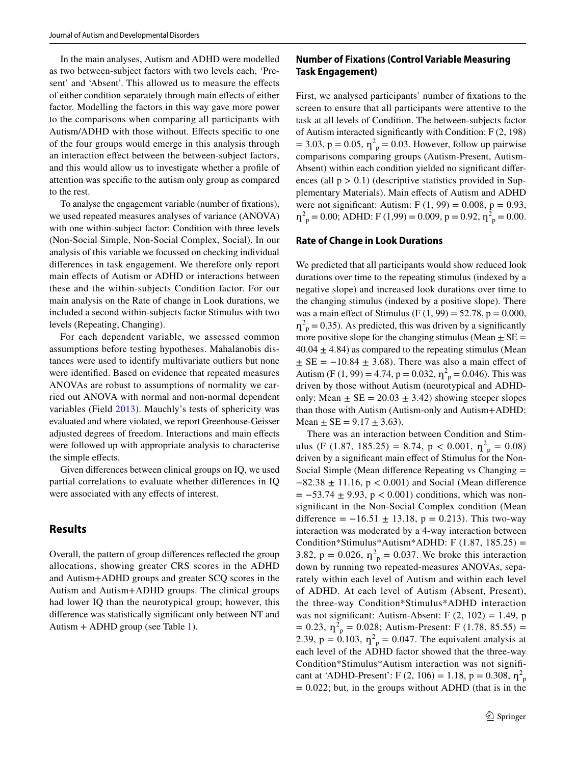In the main analyses, Autism and ADHD were modelled as two between-subject factors with two levels each, 'Present' and 'Absent'. This allowed us to measure the effects of either condition separately through main effects of either factor. Modelling the factors in this way gave more power to the comparisons when comparing all participants with Autism/ADHD with those without. Effects specific to one of the four groups would emerge in this analysis through an interaction effect between the between-subject factors, and this would allow us to investigate whether a profile of attention was specific to the autism only group as compared to the rest.

To analyse the engagement variable (number of fixations), we used repeated measures analyses of variance (ANOVA) with one within-subject factor: Condition with three levels (Non-Social Simple, Non-Social Complex, Social). In our analysis of this variable we focussed on checking individual differences in task engagement. We therefore only report main effects of Autism or ADHD or interactions between these and the within-subjects Condition factor. For our main analysis on the Rate of change in Look durations, we included a second within-subjects factor Stimulus with two levels (Repeating, Changing).

For each dependent variable, we assessed common assumptions before testing hypotheses. Mahalanobis distances were used to identify multivariate outliers but none were identified. Based on evidence that repeated measures ANOVAs are robust to assumptions of normality we carried out ANOVA with normal and non-normal dependent variables (Field 2013). Mauchly's tests of sphericity was evaluated and where violated, we report Greenhouse-Geisser adjusted degrees of freedom. Interactions and main effects were followed up with appropriate analysis to characterise the simple effects.

Given differences between clinical groups on IQ, we used partial correlations to evaluate whether differences in IQ were associated with any effects of interest.

## Results

Overall, the pattern of group differences reflected the group allocations, showing greater CRS scores in the ADHD and Autism+ADHD groups and greater SCQ scores in the Autism and Autism+ADHD groups. The clinical groups had lower IQ than the neurotypical group; however, this difference was statistically significant only between NT and Autism + ADHD group (see Table 1).

### Number of Fixations (Control Variable Measuring Task Engagement)

First, we analysed participants' number of fixations to the screen to ensure that all participants were attentive to the task at all levels of Condition. The between-subjects factor of Autism interacted significantly with Condition: $F\ (2, 198) = 3.03$, $p = 0.05$, $\eta^2_p = 0.03$. However, follow up pairwise comparisons comparing groups (Autism-Present, Autism-Absent) within each condition yielded no significant differences (all $p > 0.1$) (descriptive statistics provided in Supplementary Materials). Main effects of Autism and ADHD were not significant: Autism: $F\ (1, 99) = 0.008$, $p = 0.93$, $\eta^2_p = 0.00$; ADHD: $F\ (1,99) = 0.009$, $p = 0.92$, $\eta^2_p = 0.00$.

### Rate of Change in Look Durations

We predicted that all participants would show reduced look durations over time to the repeating stimulus (indexed by a negative slope) and increased look durations over time to the changing stimulus (indexed by a positive slope). There was a main effect of Stimulus ($F\ (1, 99) = 52.78$, $p = 0.000$, $\eta^2_p = 0.35$). As predicted, this was driven by a significantly more positive slope for the changing stimulus (Mean $\pm$ SE = $40.04 \pm 4.84$) as compared to the repeating stimulus (Mean $\pm$ SE = $-10.84 \pm 3.68$). There was also a main effect of Autism ($F\ (1, 99) = 4.74$, $p = 0.032$, $\eta^2_p = 0.046$). This was driven by those without Autism (neurotypical and ADHD-only: Mean $\pm$ SE = $20.03 \pm 3.42$) showing steeper slopes than those with Autism (Autism-only and Autism+ADHD: Mean $\pm$ SE = $9.17 \pm 3.63$).

There was an interaction between Condition and Stimulus ($F\ (1.87, 185.25) = 8.74$, $p < 0.001$, $\eta^2_p = 0.08$) driven by a significant main effect of Stimulus for the Non-Social Simple (Mean difference Repeating vs Changing = $-82.38 \pm 11.16$, $p < 0.001$) and Social (Mean difference = $-53.74 \pm 9.93$, $p < 0.001$) conditions, which was non-significant in the Non-Social Complex condition (Mean difference = $-16.51 \pm 13.18$, $p = 0.213$). This two-way interaction was moderated by a 4-way interaction between Condition*Stimulus*Autism*ADHD: $F\ (1.87, 185.25) = 3.82$, $p = 0.026$, $\eta^2_p = 0.037$. We broke this interaction down by running two repeated-measures ANOVAs, separately within each level of Autism and within each level of ADHD. At each level of Autism (Absent, Present), the three-way Condition*Stimulus*ADHD interaction was not significant: Autism-Absent: $F\ (2, 102) = 1.49$, $p = 0.23$, $\eta^2_p = 0.028$; Autism-Present: $F\ (1.78, 85.55) = 2.39$, $p = 0.103$, $\eta^2_p = 0.047$. The equivalent analysis at each level of the ADHD factor showed that the three-way Condition*Stimulus*Autism interaction was not significant at 'ADHD-Present': $F\ (2, 106) = 1.18$, $p = 0.308$, $\eta^2_p = 0.022$; but, in the groups without ADHD (that is in the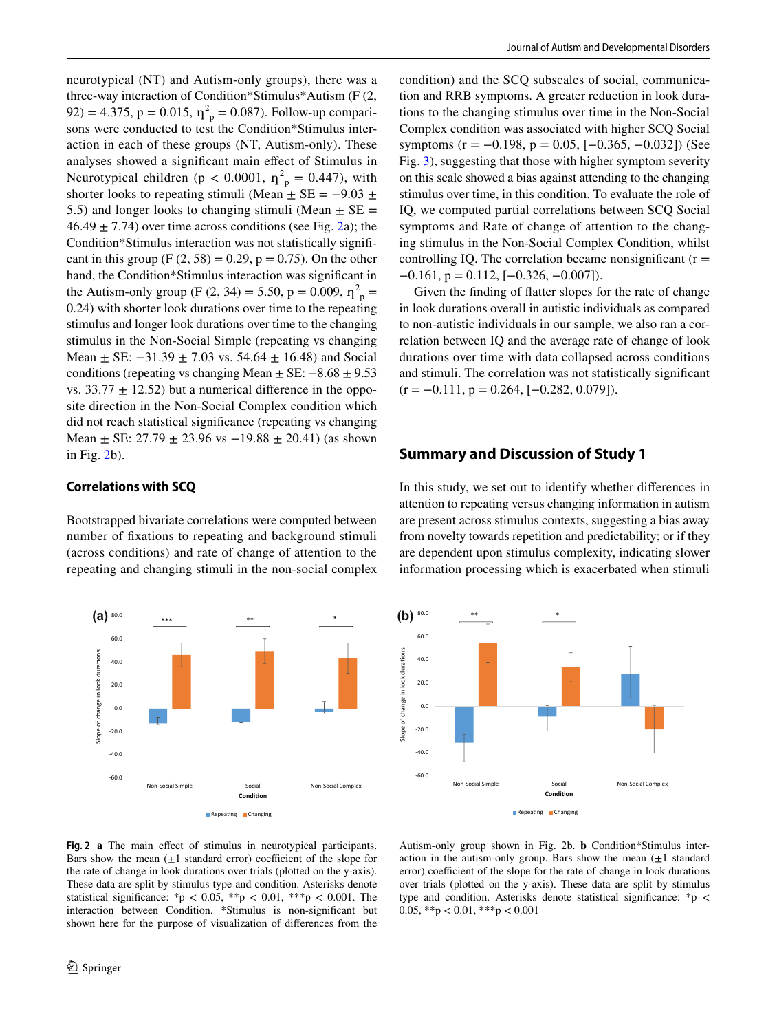neurotypical (NT) and Autism-only groups), there was a three-way interaction of Condition*Stimulus*Autism ($F$ (2, 92) = 4.375, $p = 0.015$, $\eta^2_p = 0.087$). Follow-up comparisons were conducted to test the Condition*Stimulus interaction in each of these groups (NT, Autism-only). These analyses showed a significant main effect of Stimulus in Neurotypical children ($p < 0.0001$, $\eta^2_p = 0.447$), with shorter looks to repeating stimuli (Mean ± SE = −9.03 ± 5.5) and longer looks to changing stimuli (Mean ± SE = 46.49 ± 7.74) over time across conditions (see Fig. 2a); the Condition*Stimulus interaction was not statistically significant in this group ($F$ (2, 58) = 0.29, $p = 0.75$). On the other hand, the Condition*Stimulus interaction was significant in the Autism-only group ($F$ (2, 34) = 5.50, $p = 0.009$, $\eta^2_p = 0.24$) with shorter look durations over time to the repeating stimulus and longer look durations over time to the changing stimulus in the Non-Social Simple (repeating vs changing Mean ± SE: −31.39 ± 7.03 vs. 54.64 ± 16.48) and Social conditions (repeating vs changing Mean ± SE: −8.68 ± 9.53 vs. 33.77 ± 12.52) but a numerical difference in the opposite direction in the Non-Social Complex condition which did not reach statistical significance (repeating vs changing Mean ± SE: 27.79 ± 23.96 vs −19.88 ± 20.41) (as shown in Fig. 2b).

### Correlations with SCQ

Bootstrapped bivariate correlations were computed between number of fixations to repeating and background stimuli (across conditions) and rate of change of attention to the repeating and changing stimuli in the non-social complex condition) and the SCQ subscales of social, communication and RRB symptoms. A greater reduction in look durations to the changing stimulus over time in the Non-Social Complex condition was associated with higher SCQ Social symptoms ($r = -0.198$, $p = 0.05$, [−0.365, −0.032]) (See Fig. 3), suggesting that those with higher symptom severity on this scale showed a bias against attending to the changing stimulus over time, in this condition. To evaluate the role of IQ, we computed partial correlations between SCQ Social symptoms and Rate of change of attention to the changing stimulus in the Non-Social Complex Condition, whilst controlling IQ. The correlation became nonsignificant ($r = -0.161$, $p = 0.112$, [−0.326, −0.007]).

Given the finding of flatter slopes for the rate of change in look durations overall in autistic individuals as compared to non-autistic individuals in our sample, we also ran a correlation between IQ and the average rate of change of look durations over time with data collapsed across conditions and stimuli. The correlation was not statistically significant ($r = -0.111$, $p = 0.264$, [−0.282, 0.079]).

## Summary and Discussion of Study 1

In this study, we set out to identify whether differences in attention to repeating versus changing information in autism are present across stimulus contexts, suggesting a bias away from novelty towards repetition and predictability; or if they are dependent upon stimulus complexity, indicating slower information processing which is exacerbated when stimuli

**Fig. 2** **a** The main effect of stimulus in neurotypical participants. Bars show the mean (±1 standard error) coefficient of the slope for the rate of change in look durations over trials (plotted on the y-axis). These data are split by stimulus type and condition. Asterisks denote statistical significance: *p < 0.05, **p < 0.01, ***p < 0.001. The interaction between Condition. *Stimulus is non-significant but shown here for the purpose of visualization of differences from the Autism-only group shown in Fig. 2b. **b** Condition*Stimulus interaction in the autism-only group. Bars show the mean (±1 standard error) coefficient of the slope for the rate of change in look durations over trials (plotted on the y-axis). These data are split by stimulus type and condition. Asterisks denote statistical significance: *p < 0.05, **p < 0.01, ***p < 0.001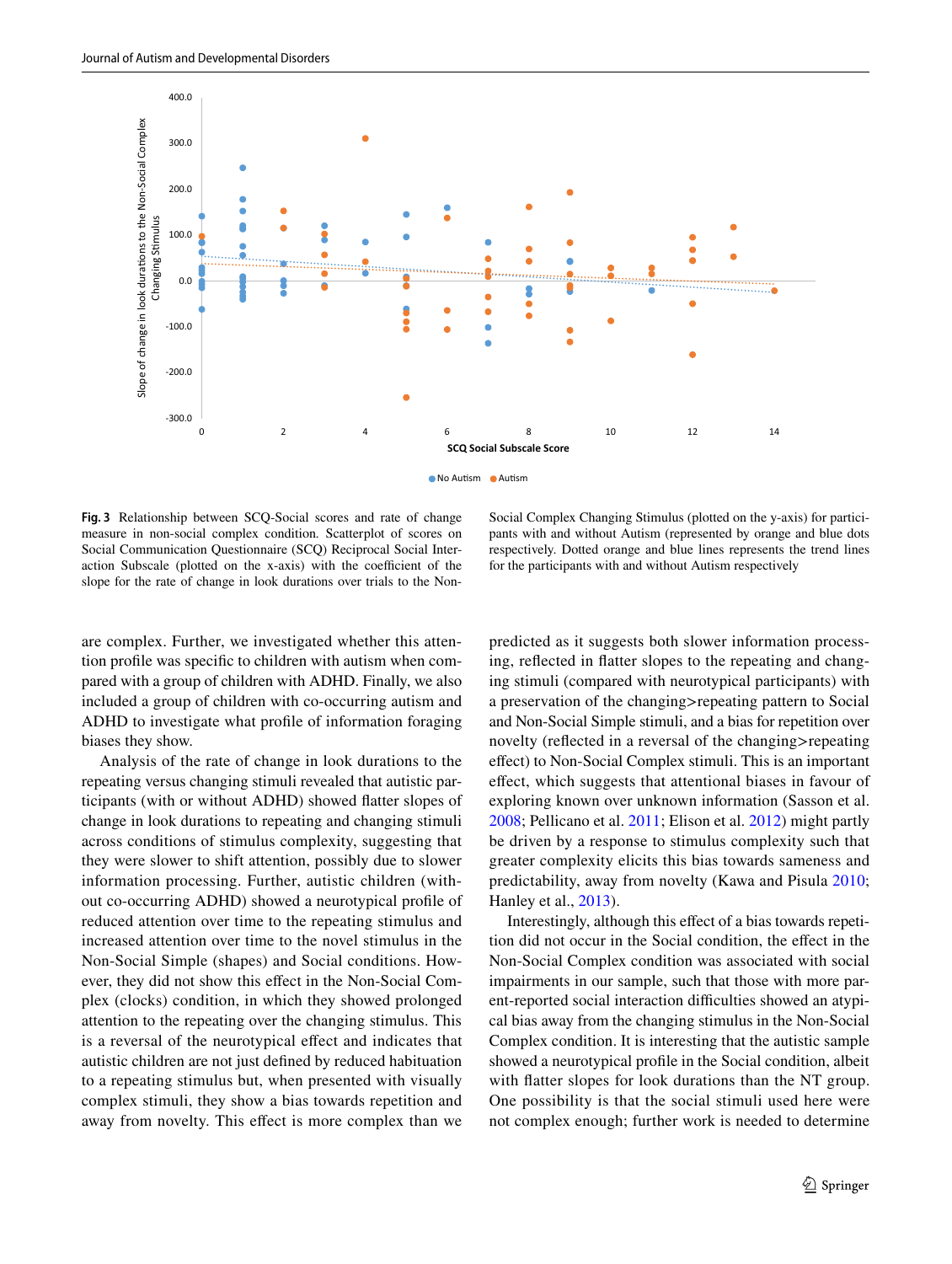**Fig. 3** Relationship between SCQ-Social scores and rate of change measure in non-social complex condition. Scatterplot of scores on Social Communication Questionnaire (SCQ) Reciprocal Social Interaction Subscale (plotted on the x-axis) with the coefficient of the slope for the rate of change in look durations over trials to the Non-Social Complex Changing Stimulus (plotted on the y-axis) for participants with and without Autism (represented by orange and blue dots respectively. Dotted orange and blue lines represents the trend lines for the participants with and without Autism respectively

are complex. Further, we investigated whether this attention profile was specific to children with autism when compared with a group of children with ADHD. Finally, we also included a group of children with co-occurring autism and ADHD to investigate what profile of information foraging biases they show.

Analysis of the rate of change in look durations to the repeating versus changing stimuli revealed that autistic participants (with or without ADHD) showed flatter slopes of change in look durations to repeating and changing stimuli across conditions of stimulus complexity, suggesting that they were slower to shift attention, possibly due to slower information processing. Further, autistic children (without co-occurring ADHD) showed a neurotypical profile of reduced attention over time to the repeating stimulus and increased attention over time to the novel stimulus in the Non-Social Simple (shapes) and Social conditions. However, they did not show this effect in the Non-Social Complex (clocks) condition, in which they showed prolonged attention to the repeating over the changing stimulus. This is a reversal of the neurotypical effect and indicates that autistic children are not just defined by reduced habituation to a repeating stimulus but, when presented with visually complex stimuli, they show a bias towards repetition and away from novelty. This effect is more complex than we predicted as it suggests both slower information processing, reflected in flatter slopes to the repeating and changing stimuli (compared with neurotypical participants) with a preservation of the changing>repeating pattern to Social and Non-Social Simple stimuli, and a bias for repetition over novelty (reflected in a reversal of the changing>repeating effect) to Non-Social Complex stimuli. This is an important effect, which suggests that attentional biases in favour of exploring known over unknown information (Sasson et al. 2008; Pellicano et al. 2011; Elison et al. 2012) might partly be driven by a response to stimulus complexity such that greater complexity elicits this bias towards sameness and predictability, away from novelty (Kawa and Pisula 2010; Hanley et al., 2013).

Interestingly, although this effect of a bias towards repetition did not occur in the Social condition, the effect in the Non-Social Complex condition was associated with social impairments in our sample, such that those with more parent-reported social interaction difficulties showed an atypical bias away from the changing stimulus in the Non-Social Complex condition. It is interesting that the autistic sample showed a neurotypical profile in the Social condition, albeit with flatter slopes for look durations than the NT group. One possibility is that the social stimuli used here were not complex enough; further work is needed to determine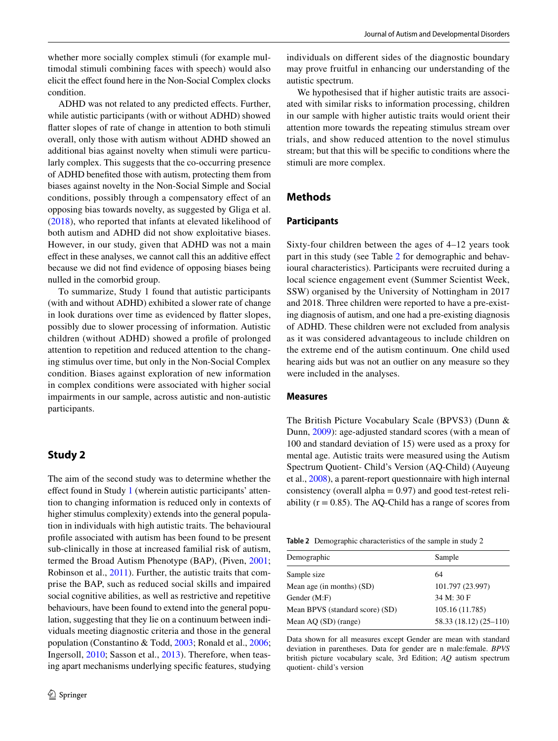whether more socially complex stimuli (for example multimodal stimuli combining faces with speech) would also elicit the effect found here in the Non-Social Complex clocks condition.

ADHD was not related to any predicted effects. Further, while autistic participants (with or without ADHD) showed flatter slopes of rate of change in attention to both stimuli overall, only those with autism without ADHD showed an additional bias against novelty when stimuli were particularly complex. This suggests that the co-occurring presence of ADHD benefited those with autism, protecting them from biases against novelty in the Non-Social Simple and Social conditions, possibly through a compensatory effect of an opposing bias towards novelty, as suggested by Gliga et al. (2018), who reported that infants at elevated likelihood of both autism and ADHD did not show exploitative biases. However, in our study, given that ADHD was not a main effect in these analyses, we cannot call this an additive effect because we did not find evidence of opposing biases being nulled in the comorbid group.

To summarize, Study 1 found that autistic participants (with and without ADHD) exhibited a slower rate of change in look durations over time as evidenced by flatter slopes, possibly due to slower processing of information. Autistic children (without ADHD) showed a profile of prolonged attention to repetition and reduced attention to the changing stimulus over time, but only in the Non-Social Complex condition. Biases against exploration of new information in complex conditions were associated with higher social impairments in our sample, across autistic and non-autistic participants.

## Study 2

The aim of the second study was to determine whether the effect found in Study 1 (wherein autistic participants' attention to changing information is reduced only in contexts of higher stimulus complexity) extends into the general population in individuals with high autistic traits. The behavioural profile associated with autism has been found to be present sub-clinically in those at increased familial risk of autism, termed the Broad Autism Phenotype (BAP), (Piven, 2001; Robinson et al., 2011). Further, the autistic traits that comprise the BAP, such as reduced social skills and impaired social cognitive abilities, as well as restrictive and repetitive behaviours, have been found to extend into the general population, suggesting that they lie on a continuum between individuals meeting diagnostic criteria and those in the general population (Constantino & Todd, 2003; Ronald et al., 2006; Ingersoll, 2010; Sasson et al., 2013). Therefore, when teasing apart mechanisms underlying specific features, studying individuals on different sides of the diagnostic boundary may prove fruitful in enhancing our understanding of the autistic spectrum.

We hypothesised that if higher autistic traits are associated with similar risks to information processing, children in our sample with higher autistic traits would orient their attention more towards the repeating stimulus stream over trials, and show reduced attention to the novel stimulus stream; but that this will be specific to conditions where the stimuli are more complex.

### Methods

#### Participants

Sixty-four children between the ages of 4–12 years took part in this study (see Table 2 for demographic and behavioural characteristics). Participants were recruited during a local science engagement event (Summer Scientist Week, SSW) organised by the University of Nottingham in 2017 and 2018. Three children were reported to have a pre-existing diagnosis of autism, and one had a pre-existing diagnosis of ADHD. These children were not excluded from analysis as it was considered advantageous to include children on the extreme end of the autism continuum. One child used hearing aids but was not an outlier on any measure so they were included in the analyses.

#### Measures

The British Picture Vocabulary Scale (BPVS3) (Dunn & Dunn, 2009): age-adjusted standard scores (with a mean of 100 and standard deviation of 15) were used as a proxy for mental age. Autistic traits were measured using the Autism Spectrum Quotient- Child's Version (AQ-Child) (Auyeung et al., 2008), a parent-report questionnaire with high internal consistency (overall alpha = 0.97) and good test-retest reliability (r = 0.85). The AQ-Child has a range of scores from

**Table 2** Demographic characteristics of the sample in study 2

| Demographic | Sample |
|---|---|
| Sample size | 64 |
| Mean age (in months) (SD) | 101.797 (23.997) |
| Gender (M:F) | 34 M: 30 F |
| Mean BPVS (standard score) (SD) | 105.16 (11.785) |
| Mean AQ (SD) (range) | 58.33 (18.12) (25–110) |

Data shown for all measures except Gender are mean with standard deviation in parentheses. Data for gender are n male:female. *BPVS* british picture vocabulary scale, 3rd Edition; *AQ* autism spectrum quotient- child's version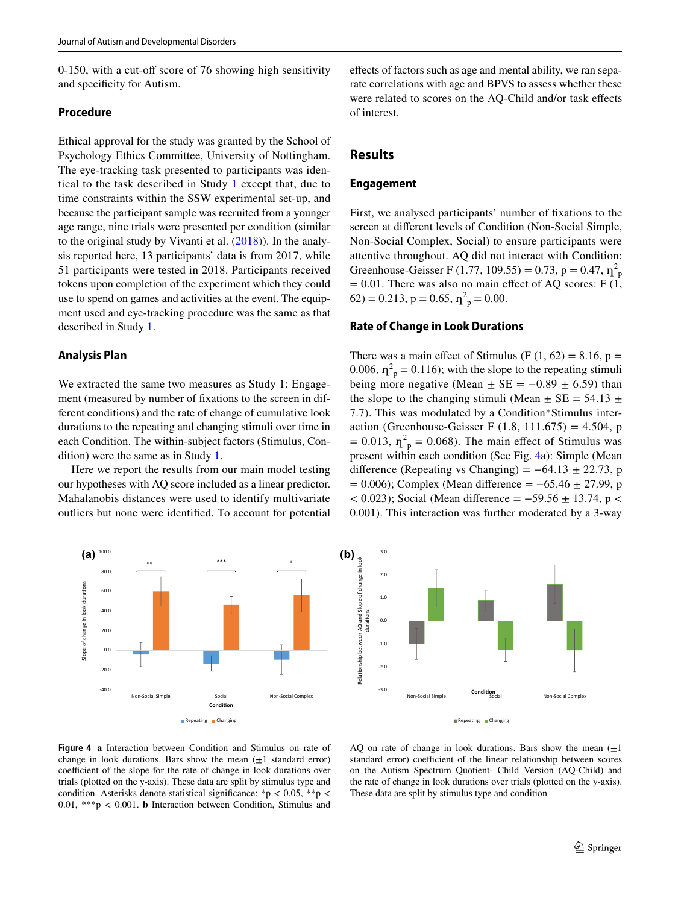0-150, with a cut-off score of 76 showing high sensitivity and specificity for Autism.

### Procedure

Ethical approval for the study was granted by the School of Psychology Ethics Committee, University of Nottingham. The eye-tracking task presented to participants was identical to the task described in Study 1 except that, due to time constraints within the SSW experimental set-up, and because the participant sample was recruited from a younger age range, nine trials were presented per condition (similar to the original study by Vivanti et al. (2018)). In the analysis reported here, 13 participants' data is from 2017, while 51 participants were tested in 2018. Participants received tokens upon completion of the experiment which they could use to spend on games and activities at the event. The equipment used and eye-tracking procedure was the same as that described in Study 1.

### Analysis Plan

We extracted the same two measures as Study 1: Engagement (measured by number of fixations to the screen in different conditions) and the rate of change of cumulative look durations to the repeating and changing stimuli over time in each Condition. The within-subject factors (Stimulus, Condition) were the same as in Study 1.

Here we report the results from our main model testing our hypotheses with AQ score included as a linear predictor. Mahalanobis distances were used to identify multivariate outliers but none were identified. To account for potential effects of factors such as age and mental ability, we ran separate correlations with age and BPVS to assess whether these were related to scores on the AQ-Child and/or task effects of interest.

## Results

### Engagement

First, we analysed participants' number of fixations to the screen at different levels of Condition (Non-Social Simple, Non-Social Complex, Social) to ensure participants were attentive throughout. AQ did not interact with Condition: Greenhouse-Geisser $F(1.77, 109.55) = 0.73$, $p = 0.47$, $\eta^2_p = 0.01$. There was also no main effect of AQ scores: $F(1, 62) = 0.213$, $p = 0.65$, $\eta^2_p = 0.00$.

### Rate of Change in Look Durations

There was a main effect of Stimulus ($F(1, 62) = 8.16$, $p = 0.006$, $\eta^2_p = 0.116$); with the slope to the repeating stimuli being more negative (Mean ± SE = −0.89 ± 6.59) than the slope to the changing stimuli (Mean ± SE = 54.13 ± 7.7). This was modulated by a Condition*Stimulus interaction (Greenhouse-Geisser $F(1.8, 111.675) = 4.504$, $p = 0.013$, $\eta^2_p = 0.068$). The main effect of Stimulus was present within each condition (See Fig. 4a): Simple (Mean difference (Repeating vs Changing) = −64.13 ± 22.73, $p = 0.006$); Complex (Mean difference = −65.46 ± 27.99, $p < 0.023$); Social (Mean difference = −59.56 ± 13.74, $p < 0.001$). This interaction was further moderated by a 3-way

**Figure 4** **a** Interaction between Condition and Stimulus on rate of change in look durations. Bars show the mean (±1 standard error) coefficient of the slope for the rate of change in look durations over trials (plotted on the y-axis). These data are split by stimulus type and condition. Asterisks denote statistical significance: *p < 0.05, **p < 0.01, ***p < 0.001. **b** Interaction between Condition, Stimulus and AQ on rate of change in look durations. Bars show the mean (±1 standard error) coefficient of the linear relationship between scores on the Autism Spectrum Quotient- Child Version (AQ-Child) and the rate of change in look durations over trials (plotted on the y-axis). These data are split by stimulus type and condition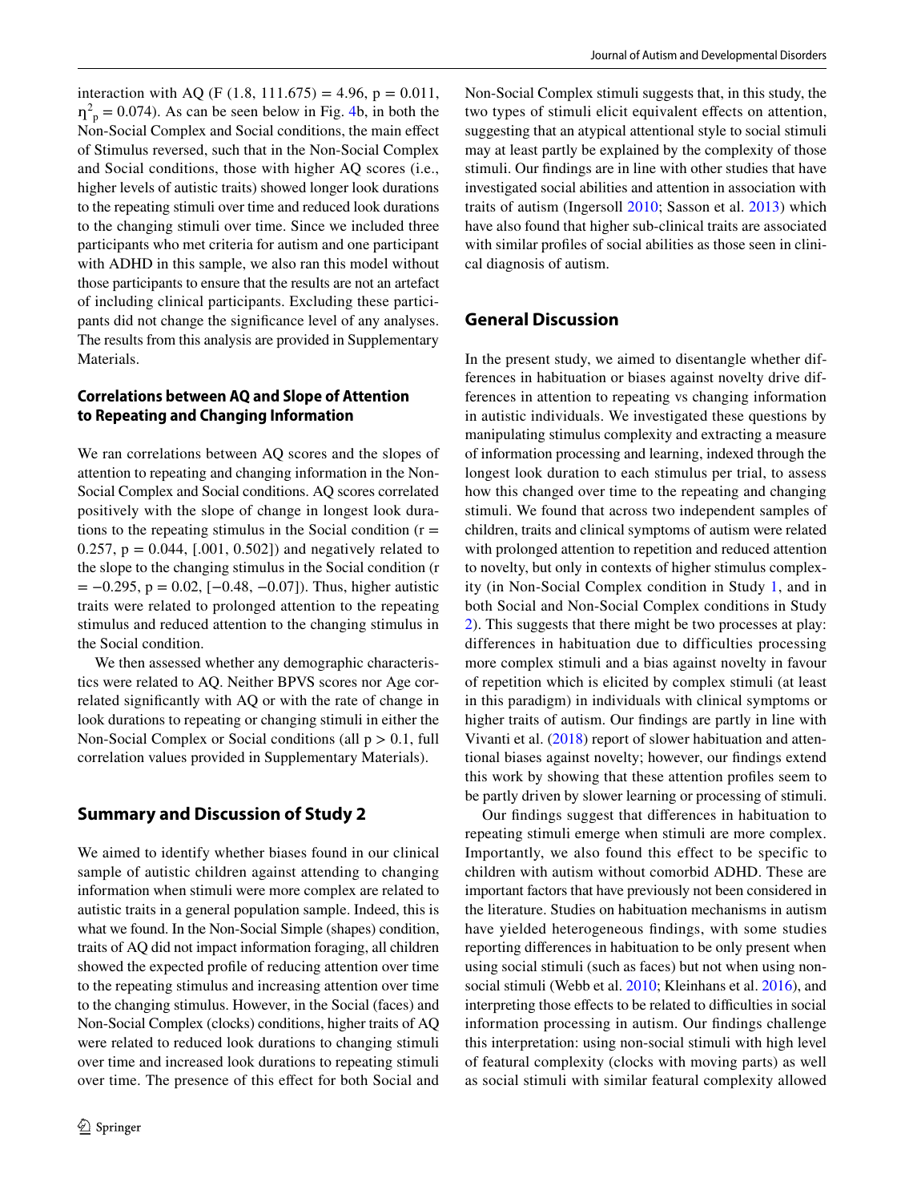interaction with AQ (F (1.8, 111.675) = 4.96, p = 0.011, $\eta^2_p = 0.074$). As can be seen below in Fig. 4b, in both the Non-Social Complex and Social conditions, the main effect of Stimulus reversed, such that in the Non-Social Complex and Social conditions, those with higher AQ scores (i.e., higher levels of autistic traits) showed longer look durations to the repeating stimuli over time and reduced look durations to the changing stimuli over time. Since we included three participants who met criteria for autism and one participant with ADHD in this sample, we also ran this model without those participants to ensure that the results are not an artefact of including clinical participants. Excluding these participants did not change the significance level of any analyses. The results from this analysis are provided in Supplementary Materials.

### Correlations between AQ and Slope of Attention to Repeating and Changing Information

We ran correlations between AQ scores and the slopes of attention to repeating and changing information in the Non-Social Complex and Social conditions. AQ scores correlated positively with the slope of change in longest look durations to the repeating stimulus in the Social condition (r = 0.257, p = 0.044, [.001, 0.502]) and negatively related to the slope to the changing stimulus in the Social condition (r = −0.295, p = 0.02, [−0.48, −0.07]). Thus, higher autistic traits were related to prolonged attention to the repeating stimulus and reduced attention to the changing stimulus in the Social condition.

We then assessed whether any demographic characteristics were related to AQ. Neither BPVS scores nor Age correlated significantly with AQ or with the rate of change in look durations to repeating or changing stimuli in either the Non-Social Complex or Social conditions (all p > 0.1, full correlation values provided in Supplementary Materials).

## Summary and Discussion of Study 2

We aimed to identify whether biases found in our clinical sample of autistic children against attending to changing information when stimuli were more complex are related to autistic traits in a general population sample. Indeed, this is what we found. In the Non-Social Simple (shapes) condition, traits of AQ did not impact information foraging, all children showed the expected profile of reducing attention over time to the repeating stimulus and increasing attention over time to the changing stimulus. However, in the Social (faces) and Non-Social Complex (clocks) conditions, higher traits of AQ were related to reduced look durations to changing stimuli over time and increased look durations to repeating stimuli over time. The presence of this effect for both Social and Non-Social Complex stimuli suggests that, in this study, the two types of stimuli elicit equivalent effects on attention, suggesting that an atypical attentional style to social stimuli may at least partly be explained by the complexity of those stimuli. Our findings are in line with other studies that have investigated social abilities and attention in association with traits of autism (Ingersoll 2010; Sasson et al. 2013) which have also found that higher sub-clinical traits are associated with similar profiles of social abilities as those seen in clinical diagnosis of autism.

## General Discussion

In the present study, we aimed to disentangle whether differences in habituation or biases against novelty drive differences in attention to repeating vs changing information in autistic individuals. We investigated these questions by manipulating stimulus complexity and extracting a measure of information processing and learning, indexed through the longest look duration to each stimulus per trial, to assess how this changed over time to the repeating and changing stimuli. We found that across two independent samples of children, traits and clinical symptoms of autism were related with prolonged attention to repetition and reduced attention to novelty, but only in contexts of higher stimulus complexity (in Non-Social Complex condition in Study 1, and in both Social and Non-Social Complex conditions in Study 2). This suggests that there might be two processes at play: differences in habituation due to difficulties processing more complex stimuli and a bias against novelty in favour of repetition which is elicited by complex stimuli (at least in this paradigm) in individuals with clinical symptoms or higher traits of autism. Our findings are partly in line with Vivanti et al. (2018) report of slower habituation and attentional biases against novelty; however, our findings extend this work by showing that these attention profiles seem to be partly driven by slower learning or processing of stimuli.

Our findings suggest that differences in habituation to repeating stimuli emerge when stimuli are more complex. Importantly, we also found this effect to be specific to children with autism without comorbid ADHD. These are important factors that have previously not been considered in the literature. Studies on habituation mechanisms in autism have yielded heterogeneous findings, with some studies reporting differences in habituation to be only present when using social stimuli (such as faces) but not when using non-social stimuli (Webb et al. 2010; Kleinhans et al. 2016), and interpreting those effects to be related to difficulties in social information processing in autism. Our findings challenge this interpretation: using non-social stimuli with high level of featural complexity (clocks with moving parts) as well as social stimuli with similar featural complexity allowed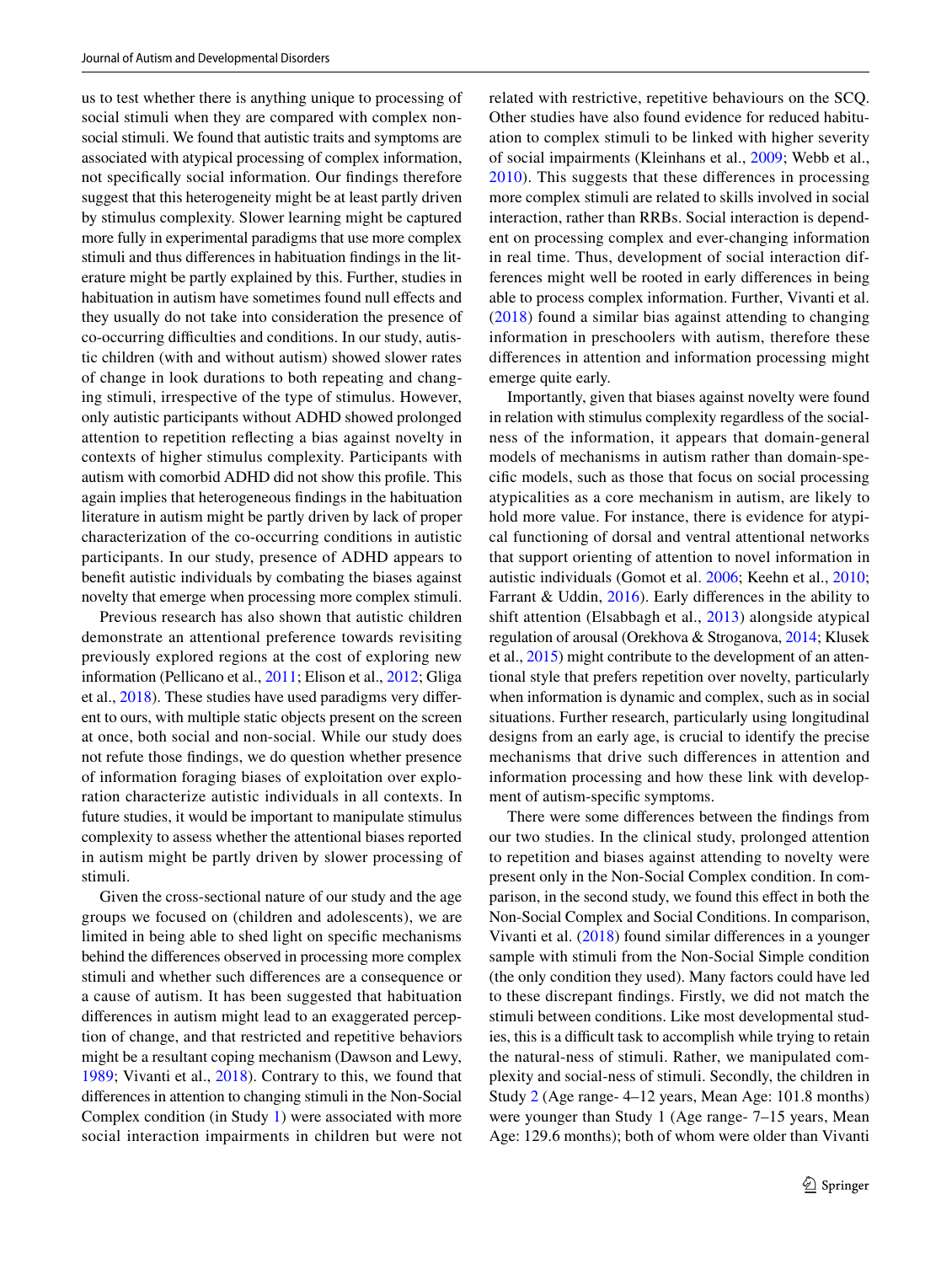us to test whether there is anything unique to processing of social stimuli when they are compared with complex non-social stimuli. We found that autistic traits and symptoms are associated with atypical processing of complex information, not specifically social information. Our findings therefore suggest that this heterogeneity might be at least partly driven by stimulus complexity. Slower learning might be captured more fully in experimental paradigms that use more complex stimuli and thus differences in habituation findings in the literature might be partly explained by this. Further, studies in habituation in autism have sometimes found null effects and they usually do not take into consideration the presence of co-occurring difficulties and conditions. In our study, autistic children (with and without autism) showed slower rates of change in look durations to both repeating and changing stimuli, irrespective of the type of stimulus. However, only autistic participants without ADHD showed prolonged attention to repetition reflecting a bias against novelty in contexts of higher stimulus complexity. Participants with autism with comorbid ADHD did not show this profile. This again implies that heterogeneous findings in the habituation literature in autism might be partly driven by lack of proper characterization of the co-occurring conditions in autistic participants. In our study, presence of ADHD appears to benefit autistic individuals by combating the biases against novelty that emerge when processing more complex stimuli.

Previous research has also shown that autistic children demonstrate an attentional preference towards revisiting previously explored regions at the cost of exploring new information (Pellicano et al., 2011; Elison et al., 2012; Gliga et al., 2018). These studies have used paradigms very different to ours, with multiple static objects present on the screen at once, both social and non-social. While our study does not refute those findings, we do question whether presence of information foraging biases of exploitation over exploration characterize autistic individuals in all contexts. In future studies, it would be important to manipulate stimulus complexity to assess whether the attentional biases reported in autism might be partly driven by slower processing of stimuli.

Given the cross-sectional nature of our study and the age groups we focused on (children and adolescents), we are limited in being able to shed light on specific mechanisms behind the differences observed in processing more complex stimuli and whether such differences are a consequence or a cause of autism. It has been suggested that habituation differences in autism might lead to an exaggerated perception of change, and that restricted and repetitive behaviors might be a resultant coping mechanism (Dawson and Lewy, 1989; Vivanti et al., 2018). Contrary to this, we found that differences in attention to changing stimuli in the Non-Social Complex condition (in Study 1) were associated with more social interaction impairments in children but were not related with restrictive, repetitive behaviours on the SCQ. Other studies have also found evidence for reduced habituation to complex stimuli to be linked with higher severity of social impairments (Kleinhans et al., 2009; Webb et al., 2010). This suggests that these differences in processing more complex stimuli are related to skills involved in social interaction, rather than RRBs. Social interaction is dependent on processing complex and ever-changing information in real time. Thus, development of social interaction differences might well be rooted in early differences in being able to process complex information. Further, Vivanti et al. (2018) found a similar bias against attending to changing information in preschoolers with autism, therefore these differences in attention and information processing might emerge quite early.

Importantly, given that biases against novelty were found in relation with stimulus complexity regardless of the socialness of the information, it appears that domain-general models of mechanisms in autism rather than domain-specific models, such as those that focus on social processing atypicalities as a core mechanism in autism, are likely to hold more value. For instance, there is evidence for atypical functioning of dorsal and ventral attentional networks that support orienting of attention to novel information in autistic individuals (Gomot et al. 2006; Keehn et al., 2010; Farrant & Uddin, 2016). Early differences in the ability to shift attention (Elsabbagh et al., 2013) alongside atypical regulation of arousal (Orekhova & Stroganova, 2014; Klusek et al., 2015) might contribute to the development of an attentional style that prefers repetition over novelty, particularly when information is dynamic and complex, such as in social situations. Further research, particularly using longitudinal designs from an early age, is crucial to identify the precise mechanisms that drive such differences in attention and information processing and how these link with development of autism-specific symptoms.

There were some differences between the findings from our two studies. In the clinical study, prolonged attention to repetition and biases against attending to novelty were present only in the Non-Social Complex condition. In comparison, in the second study, we found this effect in both the Non-Social Complex and Social Conditions. In comparison, Vivanti et al. (2018) found similar differences in a younger sample with stimuli from the Non-Social Simple condition (the only condition they used). Many factors could have led to these discrepant findings. Firstly, we did not match the stimuli between conditions. Like most developmental studies, this is a difficult task to accomplish while trying to retain the natural-ness of stimuli. Rather, we manipulated complexity and social-ness of stimuli. Secondly, the children in Study 2 (Age range- 4–12 years, Mean Age: 101.8 months) were younger than Study 1 (Age range- 7–15 years, Mean Age: 129.6 months); both of whom were older than Vivanti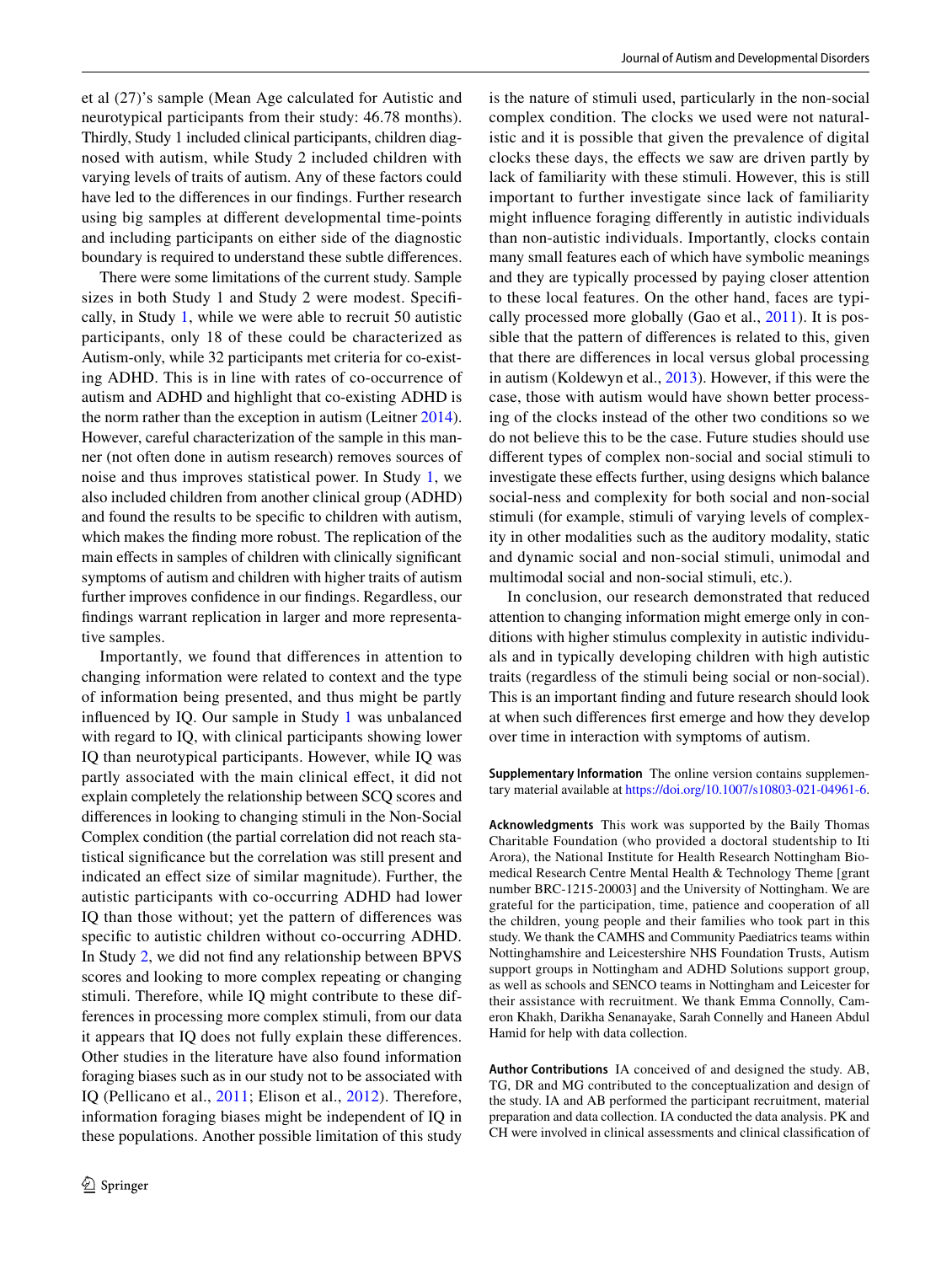et al (27)'s sample (Mean Age calculated for Autistic and neurotypical participants from their study: 46.78 months). Thirdly, Study 1 included clinical participants, children diagnosed with autism, while Study 2 included children with varying levels of traits of autism. Any of these factors could have led to the differences in our findings. Further research using big samples at different developmental time-points and including participants on either side of the diagnostic boundary is required to understand these subtle differences.

There were some limitations of the current study. Sample sizes in both Study 1 and Study 2 were modest. Specifically, in Study 1, while we were able to recruit 50 autistic participants, only 18 of these could be characterized as Autism-only, while 32 participants met criteria for co-existing ADHD. This is in line with rates of co-occurrence of autism and ADHD and highlight that co-existing ADHD is the norm rather than the exception in autism (Leitner 2014). However, careful characterization of the sample in this manner (not often done in autism research) removes sources of noise and thus improves statistical power. In Study 1, we also included children from another clinical group (ADHD) and found the results to be specific to children with autism, which makes the finding more robust. The replication of the main effects in samples of children with clinically significant symptoms of autism and children with higher traits of autism further improves confidence in our findings. Regardless, our findings warrant replication in larger and more representative samples.

Importantly, we found that differences in attention to changing information were related to context and the type of information being presented, and thus might be partly influenced by IQ. Our sample in Study 1 was unbalanced with regard to IQ, with clinical participants showing lower IQ than neurotypical participants. However, while IQ was partly associated with the main clinical effect, it did not explain completely the relationship between SCQ scores and differences in looking to changing stimuli in the Non-Social Complex condition (the partial correlation did not reach statistical significance but the correlation was still present and indicated an effect size of similar magnitude). Further, the autistic participants with co-occurring ADHD had lower IQ than those without; yet the pattern of differences was specific to autistic children without co-occurring ADHD. In Study 2, we did not find any relationship between BPVS scores and looking to more complex repeating or changing stimuli. Therefore, while IQ might contribute to these differences in processing more complex stimuli, from our data it appears that IQ does not fully explain these differences. Other studies in the literature have also found information foraging biases such as in our study not to be associated with IQ (Pellicano et al., 2011; Elison et al., 2012). Therefore, information foraging biases might be independent of IQ in these populations. Another possible limitation of this study is the nature of stimuli used, particularly in the non-social complex condition. The clocks we used were not naturalistic and it is possible that given the prevalence of digital clocks these days, the effects we saw are driven partly by lack of familiarity with these stimuli. However, this is still important to further investigate since lack of familiarity might influence foraging differently in autistic individuals than non-autistic individuals. Importantly, clocks contain many small features each of which have symbolic meanings and they are typically processed by paying closer attention to these local features. On the other hand, faces are typically processed more globally (Gao et al., 2011). It is possible that the pattern of differences is related to this, given that there are differences in local versus global processing in autism (Koldewyn et al., 2013). However, if this were the case, those with autism would have shown better processing of the clocks instead of the other two conditions so we do not believe this to be the case. Future studies should use different types of complex non-social and social stimuli to investigate these effects further, using designs which balance social-ness and complexity for both social and non-social stimuli (for example, stimuli of varying levels of complexity in other modalities such as the auditory modality, static and dynamic social and non-social stimuli, unimodal and multimodal social and non-social stimuli, etc.).

In conclusion, our research demonstrated that reduced attention to changing information might emerge only in conditions with higher stimulus complexity in autistic individuals and in typically developing children with high autistic traits (regardless of the stimuli being social or non-social). This is an important finding and future research should look at when such differences first emerge and how they develop over time in interaction with symptoms of autism.

**Supplementary Information** The online version contains supplementary material available at https://doi.org/10.1007/s10803-021-04961-6.

**Acknowledgments** This work was supported by the Baily Thomas Charitable Foundation (who provided a doctoral studentship to Iti Arora), the National Institute for Health Research Nottingham Biomedical Research Centre Mental Health & Technology Theme [grant number BRC-1215-20003] and the University of Nottingham. We are grateful for the participation, time, patience and cooperation of all the children, young people and their families who took part in this study. We thank the CAMHS and Community Paediatrics teams within Nottinghamshire and Leicestershire NHS Foundation Trusts, Autism support groups in Nottingham and ADHD Solutions support group, as well as schools and SENCO teams in Nottingham and Leicester for their assistance with recruitment. We thank Emma Connolly, Cameron Khakh, Darikha Senanayake, Sarah Connelly and Haneen Abdul Hamid for help with data collection.

**Author Contributions** IA conceived of and designed the study. AB, TG, DR and MG contributed to the conceptualization and design of the study. IA and AB performed the participant recruitment, material preparation and data collection. IA conducted the data analysis. PK and CH were involved in clinical assessments and clinical classification of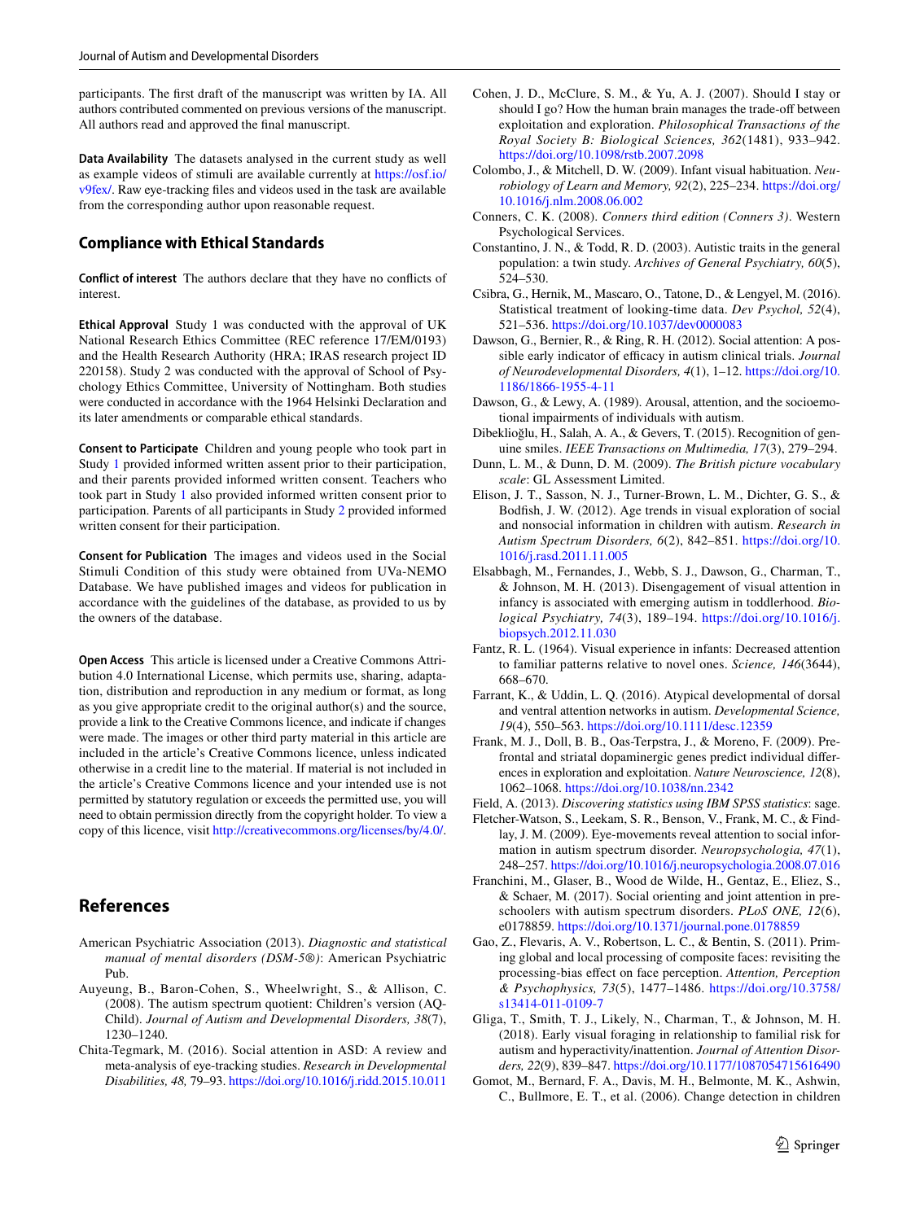participants. The first draft of the manuscript was written by IA. All authors contributed commented on previous versions of the manuscript. All authors read and approved the final manuscript.

**Data Availability** The datasets analysed in the current study as well as example videos of stimuli are available currently at https://osf.io/v9fex/. Raw eye-tracking files and videos used in the task are available from the corresponding author upon reasonable request.

## Compliance with Ethical Standards

**Conflict of interest** The authors declare that they have no conflicts of interest.

**Ethical Approval** Study 1 was conducted with the approval of UK National Research Ethics Committee (REC reference 17/EM/0193) and the Health Research Authority (HRA; IRAS research project ID 220158). Study 2 was conducted with the approval of School of Psychology Ethics Committee, University of Nottingham. Both studies were conducted in accordance with the 1964 Helsinki Declaration and its later amendments or comparable ethical standards.

**Consent to Participate** Children and young people who took part in Study 1 provided informed written assent prior to their participation, and their parents provided informed written consent. Teachers who took part in Study 1 also provided informed written consent prior to participation. Parents of all participants in Study 2 provided informed written consent for their participation.

**Consent for Publication** The images and videos used in the Social Stimuli Condition of this study were obtained from UVa-NEMO Database. We have published images and videos for publication in accordance with the guidelines of the database, as provided to us by the owners of the database.

**Open Access** This article is licensed under a Creative Commons Attribution 4.0 International License, which permits use, sharing, adaptation, distribution and reproduction in any medium or format, as long as you give appropriate credit to the original author(s) and the source, provide a link to the Creative Commons licence, and indicate if changes were made. The images or other third party material in this article are included in the article's Creative Commons licence, unless indicated otherwise in a credit line to the material. If material is not included in the article's Creative Commons licence and your intended use is not permitted by statutory regulation or exceeds the permitted use, you will need to obtain permission directly from the copyright holder. To view a copy of this licence, visit http://creativecommons.org/licenses/by/4.0/.

## References

American Psychiatric Association (2013). *Diagnostic and statistical manual of mental disorders (DSM-5®)*: American Psychiatric Pub.

Auyeung, B., Baron-Cohen, S., Wheelwright, S., & Allison, C. (2008). The autism spectrum quotient: Children's version (AQ-Child). *Journal of Autism and Developmental Disorders, 38*(7), 1230–1240.

Chita-Tegmark, M. (2016). Social attention in ASD: A review and meta-analysis of eye-tracking studies. *Research in Developmental Disabilities, 48,* 79–93. https://doi.org/10.1016/j.ridd.2015.10.011

Cohen, J. D., McClure, S. M., & Yu, A. J. (2007). Should I stay or should I go? How the human brain manages the trade-off between exploitation and exploration. *Philosophical Transactions of the Royal Society B: Biological Sciences, 362*(1481), 933–942. https://doi.org/10.1098/rstb.2007.2098

Colombo, J., & Mitchell, D. W. (2009). Infant visual habituation. *Neurobiology of Learn and Memory, 92*(2), 225–234. https://doi.org/10.1016/j.nlm.2008.06.002

Conners, C. K. (2008). *Conners third edition (Conners 3)*. Western Psychological Services.

Constantino, J. N., & Todd, R. D. (2003). Autistic traits in the general population: a twin study. *Archives of General Psychiatry, 60*(5), 524–530.

Csibra, G., Hernik, M., Mascaro, O., Tatone, D., & Lengyel, M. (2016). Statistical treatment of looking-time data. *Dev Psychol, 52*(4), 521–536. https://doi.org/10.1037/dev0000083

Dawson, G., Bernier, R., & Ring, R. H. (2012). Social attention: A possible early indicator of efficacy in autism clinical trials. *Journal of Neurodevelopmental Disorders, 4*(1), 1–12. https://doi.org/10.1186/1866-1955-4-11

Dawson, G., & Lewy, A. (1989). Arousal, attention, and the socioemotional impairments of individuals with autism.

Dibeklioğlu, H., Salah, A. A., & Gevers, T. (2015). Recognition of genuine smiles. *IEEE Transactions on Multimedia, 17*(3), 279–294.

Dunn, L. M., & Dunn, D. M. (2009). *The British picture vocabulary scale*: GL Assessment Limited.

Elison, J. T., Sasson, N. J., Turner-Brown, L. M., Dichter, G. S., & Bodfish, J. W. (2012). Age trends in visual exploration of social and nonsocial information in children with autism. *Research in Autism Spectrum Disorders, 6*(2), 842–851. https://doi.org/10.1016/j.rasd.2011.11.005

Elsabbagh, M., Fernandes, J., Webb, S. J., Dawson, G., Charman, T., & Johnson, M. H. (2013). Disengagement of visual attention in infancy is associated with emerging autism in toddlerhood. *Biological Psychiatry, 74*(3), 189–194. https://doi.org/10.1016/j.biopsych.2012.11.030

Fantz, R. L. (1964). Visual experience in infants: Decreased attention to familiar patterns relative to novel ones. *Science, 146*(3644), 668–670.

Farrant, K., & Uddin, L. Q. (2016). Atypical developmental of dorsal and ventral attention networks in autism. *Developmental Science, 19*(4), 550–563. https://doi.org/10.1111/desc.12359

Frank, M. J., Doll, B. B., Oas-Terpstra, J., & Moreno, F. (2009). Prefrontal and striatal dopaminergic genes predict individual differences in exploration and exploitation. *Nature Neuroscience, 12*(8), 1062–1068. https://doi.org/10.1038/nn.2342

Field, A. (2013). *Discovering statistics using IBM SPSS statistics*: sage.

Fletcher-Watson, S., Leekam, S. R., Benson, V., Frank, M. C., & Findlay, J. M. (2009). Eye-movements reveal attention to social information in autism spectrum disorder. *Neuropsychologia, 47*(1), 248–257. https://doi.org/10.1016/j.neuropsychologia.2008.07.016

Franchini, M., Glaser, B., Wood de Wilde, H., Gentaz, E., Eliez, S., & Schaer, M. (2017). Social orienting and joint attention in preschoolers with autism spectrum disorders. *PLoS ONE, 12*(6), e0178859. https://doi.org/10.1371/journal.pone.0178859

Gao, Z., Flevaris, A. V., Robertson, L. C., & Bentin, S. (2011). Priming global and local processing of composite faces: revisiting the processing-bias effect on face perception. *Attention, Perception & Psychophysics, 73*(5), 1477–1486. https://doi.org/10.3758/s13414-011-0109-7

Gliga, T., Smith, T. J., Likely, N., Charman, T., & Johnson, M. H. (2018). Early visual foraging in relationship to familial risk for autism and hyperactivity/inattention. *Journal of Attention Disorders, 22*(9), 839–847. https://doi.org/10.1177/1087054715616490

Gomot, M., Bernard, F. A., Davis, M. H., Belmonte, M. K., Ashwin, C., Bullmore, E. T., et al. (2006). Change detection in children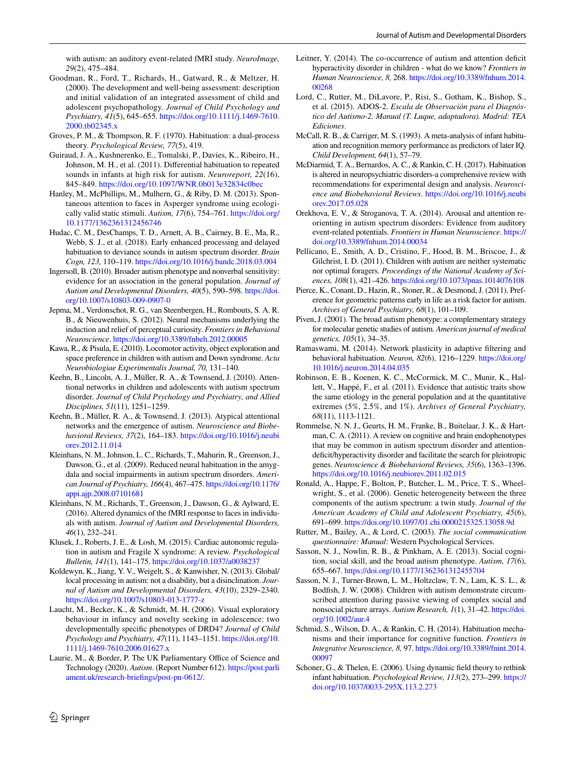with autism: an auditory event-related fMRI study. *NeuroImage, 29*(2), 475–484.

Goodman, R., Ford, T., Richards, H., Gatward, R., & Meltzer, H. (2000). The development and well-being assessment: description and initial validation of an integrated assessment of child and adolescent psychopathology. *Journal of Child Psychology and Psychiatry, 41*(5), 645–655. https://doi.org/10.1111/j.1469-7610.2000.tb02345.x

Groves, P. M., & Thompson, R. F. (1970). Habituation: a dual-process theory. *Psychological Review, 77*(5), 419.

Guiraud, J. A., Kushnerenko, E., Tomalski, P., Davies, K., Ribeiro, H., Johnson, M. H., et al. (2011). Differential habituation to repeated sounds in infants at high risk for autism. *Neuroreport, 22*(16), 845–849. https://doi.org/10.1097/WNR.0b013e32834c0bec

Hanley, M., McPhillips, M., Mulhern, G., & Riby, D. M. (2013). Spontaneous attention to faces in Asperger syndrome using ecologically valid static stimuli. *Autism, 17*(6), 754–761. https://doi.org/10.1177/1362361312456746

Hudac, C. M., DesChamps, T. D., Arnett, A. B., Cairney, B. E., Ma, R., Webb, S. J., et al. (2018). Early enhanced processing and delayed habituation to deviance sounds in autism spectrum disorder. *Brain Cogn, 123,* 110–119. https://doi.org/10.1016/j.bandc.2018.03.004

Ingersoll, B. (2010). Broader autism phenotype and nonverbal sensitivity: evidence for an association in the general population. *Journal of Autism and Developmental Disorders, 40*(5), 590–598. https://doi.org/10.1007/s10803-009-0907-0

Jepma, M., Verdonschot, R. G., van Steenbergen, H., Rombouts, S. A. R. B., & Nieuwenhuis, S. (2012). Neural mechanisms underlying the induction and relief of perceptual curiosity. *Frontiers in Behavioral Neuroscience*. https://doi.org/10.3389/fnbeh.2012.00005

Kawa, R., & Pisula, E. (2010). Locomotor activity, object exploration and space preference in children with autism and Down syndrome. *Acta Neurobiologiae Experimentalis Journal, 70,* 131–140.

Keehn, B., Lincoln, A. J., Müller, R. A., & Townsend, J. (2010). Attentional networks in children and adolescents with autism spectrum disorder. *Journal of Child Psychology and Psychiatry, and Allied Disciplines, 51*(11), 1251–1259.

Keehn, B., Müller, R. A., & Townsend, J. (2013). Atypical attentional networks and the emergence of autism. *Neuroscience and Biobehavioral Reviews, 37*(2), 164–183. https://doi.org/10.1016/j.neubiorev.2012.11.014

Kleinhans, N. M., Johnson, L. C., Richards, T., Mahurin, R., Greenson, J., Dawson, G., et al. (2009). Reduced neural habituation in the amygdala and social impairments in autism spectrum disorders. *American Journal of Psychiatry, 166*(4), 467–475. https://doi.org/10.1176/appi.ajp.2008.07101681

Kleinhans, N. M., Richards, T., Greenson, J., Dawson, G., & Aylward, E. (2016). Altered dynamics of the fMRI response to faces in individuals with autism. *Journal of Autism and Developmental Disorders, 46*(1), 232–241.

Klusek, J., Roberts, J. E., & Losh, M. (2015). Cardiac autonomic regulation in autism and Fragile X syndrome: A review. *Psychological Bulletin, 141*(1), 141–175. https://doi.org/10.1037/a0038237

Koldewyn, K., Jiang, Y. V., Weigelt, S., & Kanwisher, N. (2013). Global/local processing in autism: not a disability, but a disinclination. *Journal of Autism and Developmental Disorders, 43*(10), 2329–2340. https://doi.org/10.1007/s10803-013-1777-z

Laucht, M., Becker, K., & Schmidt, M. H. (2006). Visual exploratory behaviour in infancy and novelty seeking in adolescence: two developmentally specific phenotypes of DRD4? *Journal of Child Psychology and Psychiatry, 47*(11), 1143–1151. https://doi.org/10.1111/j.1469-7610.2006.01627.x

Laurie, M., & Border, P. The UK Parliamentary Office of Science and Technology (2020). *Autism*. (Report Number 612). https://post.parliament.uk/research-briefings/post-pn-0612/.

Leitner, Y. (2014). The co-occurrence of autism and attention deficit hyperactivity disorder in children - what do we know? *Frontiers in Human Neuroscience, 8,* 268. https://doi.org/10.3389/fnhum.2014.00268

Lord, C., Rutter, M., DiLavore, P., Risi, S., Gotham, K., Bishop, S., et al. (2015). ADOS-2. *Escala de Observación para el Diagnóstico del Autismo-2. Manual (T. Luque, adaptadora). Madrid: TEA Ediciones*.

McCall, R. B., & Carriger, M. S. (1993). A meta-analysis of infant habituation and recognition memory performance as predictors of later IQ. *Child Development, 64*(1), 57–79.

McDiarmid, T. A., Bernardos, A. C., & Rankin, C. H. (2017). Habituation is altered in neuropsychiatric disorders-a comprehensive review with recommendations for experimental design and analysis. *Neuroscience and Biobehavioral Reviews*. https://doi.org/10.1016/j.neubiorev.2017.05.028

Orekhova, E. V., & Stroganova, T. A. (2014). Arousal and attention re-orienting in autism spectrum disorders: Evidence from auditory event-related potentials. *Frontiers in Human Neuroscience*. https://doi.org/10.3389/fnhum.2014.00034

Pellicano, E., Smith, A. D., Cristino, F., Hood, B. M., Briscoe, J., & Gilchrist, I. D. (2011). Children with autism are neither systematic nor optimal foragers. *Proceedings of the National Academy of Sciences, 108*(1), 421–426. https://doi.org/10.1073/pnas.1014076108

Pierce, K., Conant, D., Hazin, R., Stoner, R., & Desmond, J. (2011). Preference for geometric patterns early in life as a risk factor for autism. *Archives of General Psychiatry, 68*(1), 101–109.

Piven, J. (2001). The broad autism phenotype: a complementary strategy for molecular genetic studies of autism. *American journal of medical genetics, 105*(1), 34–35.

Ramaswami, M. (2014). Network plasticity in adaptive filtering and behavioral habituation. *Neuron, 82*(6), 1216–1229. https://doi.org/10.1016/j.neuron.2014.04.035

Robinson, E. B., Koenen, K. C., McCormick, M. C., Munir, K., Hallett, V., Happé, F., et al. (2011). Evidence that autistic traits show the same etiology in the general population and at the quantitative extremes (5%, 2.5%, and 1%). *Archives of General Psychiatry, 68*(11), 1113-1121.

Rommelse, N. N. J., Geurts, H. M., Franke, B., Buitelaar, J. K., & Hartman, C. A. (2011). A review on cognitive and brain endophenotypes that may be common in autism spectrum disorder and attention-deficit/hyperactivity disorder and facilitate the search for pleiotropic genes. *Neuroscience & Biobehavioral Reviews, 35*(6), 1363–1396. https://doi.org/10.1016/j.neubiorev.2011.02.015

Ronald, A., Happe, F., Bolton, P., Butcher, L. M., Price, T. S., Wheelwright, S., et al. (2006). Genetic heterogeneity between the three components of the autism spectrum: a twin study. *Journal of the American Academy of Child and Adolescent Psychiatry, 45*(6), 691–699. https://doi.org/10.1097/01.chi.0000215325.13058.9d

Rutter, M., Bailey, A., & Lord, C. (2003). *The social communication questionnaire: Manual*: Western Psychological Services.

Sasson, N. J., Nowlin, R. B., & Pinkham, A. E. (2013). Social cognition, social skill, and the broad autism phenotype. *Autism, 17*(6), 655–667. https://doi.org/10.1177/1362361312455704

Sasson, N. J., Turner-Brown, L. M., Holtzclaw, T. N., Lam, K. S. L., & Bodfish, J. W. (2008). Children with autism demonstrate circumscribed attention during passive viewing of complex social and nonsocial picture arrays. *Autism Research, 1*(1), 31–42. https://doi.org/10.1002/aur.4

Schmid, S., Wilson, D. A., & Rankin, C. H. (2014). Habituation mechanisms and their importance for cognitive function. *Frontiers in Integrative Neuroscience, 8,* 97. https://doi.org/10.3389/fnint.2014.00097

Schoner, G., & Thelen, E. (2006). Using dynamic field theory to rethink infant habituation. *Psychological Review, 113*(2), 273–299. https://doi.org/10.1037/0033-295X.113.2.273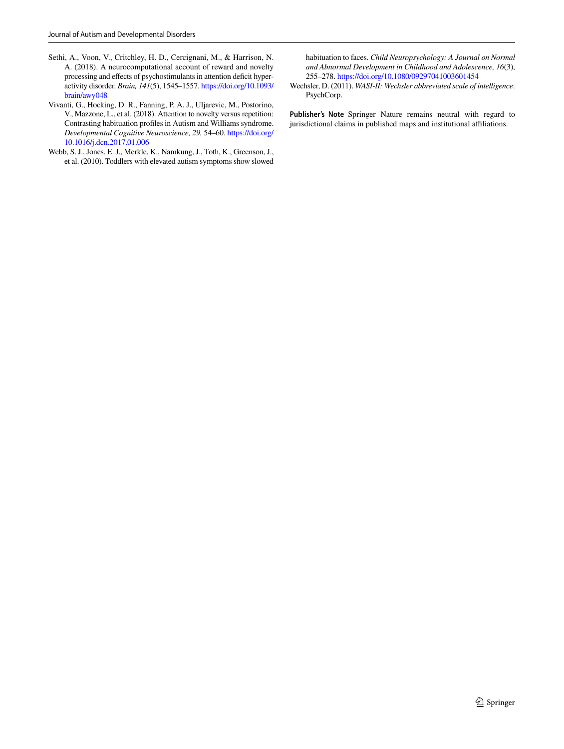Sethi, A., Voon, V., Critchley, H. D., Cercignani, M., & Harrison, N. A. (2018). A neurocomputational account of reward and novelty processing and effects of psychostimulants in attention deficit hyperactivity disorder. *Brain, 141*(5), 1545–1557. https://doi.org/10.1093/brain/awy048

Vivanti, G., Hocking, D. R., Fanning, P. A. J., Uljarevic, M., Postorino, V., Mazzone, L., et al. (2018). Attention to novelty versus repetition: Contrasting habituation profiles in Autism and Williams syndrome. *Developmental Cognitive Neuroscience, 29,* 54–60. https://doi.org/10.1016/j.dcn.2017.01.006

Webb, S. J., Jones, E. J., Merkle, K., Namkung, J., Toth, K., Greenson, J., et al. (2010). Toddlers with elevated autism symptoms show slowed habituation to faces. *Child Neuropsychology: A Journal on Normal and Abnormal Development in Childhood and Adolescence, 16*(3), 255–278. https://doi.org/10.1080/09297041003601454

Wechsler, D. (2011). *WASI-II: Wechsler abbreviated scale of intelligence*: PsychCorp.

**Publisher's Note** Springer Nature remains neutral with regard to jurisdictional claims in published maps and institutional affiliations.